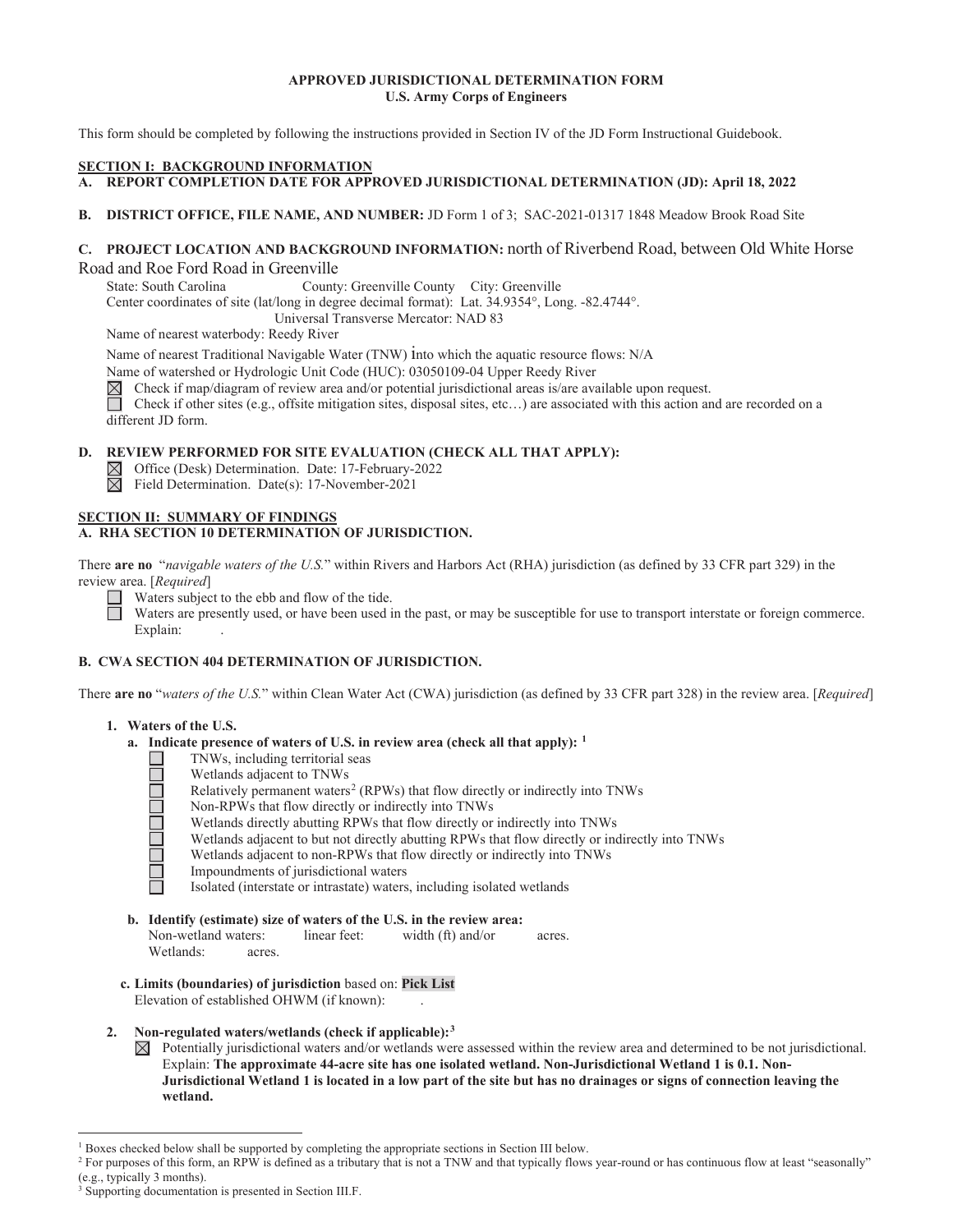**APPROVED JURISDICTIONAL DETERMINATION FORM**
**U.S. Army Corps of Engineers**

This form should be completed by following the instructions provided in Section IV of the JD Form Instructional Guidebook.

**SECTION I: BACKGROUND INFORMATION**

**A. REPORT COMPLETION DATE FOR APPROVED JURISDICTIONAL DETERMINATION (JD): April 18, 2022**

**B. DISTRICT OFFICE, FILE NAME, AND NUMBER:** JD Form 1 of 3; SAC-2021-01317 1848 Meadow Brook Road Site

**C. PROJECT LOCATION AND BACKGROUND INFORMATION:** north of Riverbend Road, between Old White Horse Road and Roe Ford Road in Greenville

State: South Carolina  County: Greenville County  City: Greenville

Center coordinates of site (lat/long in degree decimal format): Lat. 34.9354°, Long. -82.4744°.

Universal Transverse Mercator: NAD 83

Name of nearest waterbody: Reedy River

Name of nearest Traditional Navigable Water (TNW) into which the aquatic resource flows: N/A

Name of watershed or Hydrologic Unit Code (HUC): 03050109-04 Upper Reedy River

☒ Check if map/diagram of review area and/or potential jurisdictional areas is/are available upon request.

☐ Check if other sites (e.g., offsite mitigation sites, disposal sites, etc…) are associated with this action and are recorded on a different JD form.

**D. REVIEW PERFORMED FOR SITE EVALUATION (CHECK ALL THAT APPLY):**

☒ Office (Desk) Determination. Date: 17-February-2022

☒ Field Determination. Date(s): 17-November-2021

**SECTION II: SUMMARY OF FINDINGS**

**A. RHA SECTION 10 DETERMINATION OF JURISDICTION.**

There **are no** "*navigable waters of the U.S.*" within Rivers and Harbors Act (RHA) jurisdiction (as defined by 33 CFR part 329) in the review area. [*Required*]

☐ Waters subject to the ebb and flow of the tide.

☐ Waters are presently used, or have been used in the past, or may be susceptible for use to transport interstate or foreign commerce. Explain: .

**B. CWA SECTION 404 DETERMINATION OF JURISDICTION.**

There **are no** "*waters of the U.S.*" within Clean Water Act (CWA) jurisdiction (as defined by 33 CFR part 328) in the review area. [*Required*]

**1. Waters of the U.S.**

**a. Indicate presence of waters of U.S. in review area (check all that apply):** [1]

☐ TNWs, including territorial seas
☐ Wetlands adjacent to TNWs
☐ Relatively permanent waters[2] (RPWs) that flow directly or indirectly into TNWs
☐ Non-RPWs that flow directly or indirectly into TNWs
☐ Wetlands directly abutting RPWs that flow directly or indirectly into TNWs
☐ Wetlands adjacent to but not directly abutting RPWs that flow directly or indirectly into TNWs
☐ Wetlands adjacent to non-RPWs that flow directly or indirectly into TNWs
☐ Impoundments of jurisdictional waters
☐ Isolated (interstate or intrastate) waters, including isolated wetlands

**b. Identify (estimate) size of waters of the U.S. in the review area:**

Non-wetland waters: linear feet: width (ft) and/or acres.

Wetlands: acres.

**c. Limits (boundaries) of jurisdiction** based on: **Pick List**

Elevation of established OHWM (if known): .

**2. Non-regulated waters/wetlands (check if applicable):**[3]

☒ Potentially jurisdictional waters and/or wetlands were assessed within the review area and determined to be not jurisdictional. Explain: **The approximate 44-acre site has one isolated wetland. Non-Jurisdictional Wetland 1 is 0.1. Non-Jurisdictional Wetland 1 is located in a low part of the site but has no drainages or signs of connection leaving the wetland.**

---

[1] Boxes checked below shall be supported by completing the appropriate sections in Section III below.

[2] For purposes of this form, an RPW is defined as a tributary that is not a TNW and that typically flows year-round or has continuous flow at least "seasonally" (e.g., typically 3 months).

[3] Supporting documentation is presented in Section III.F.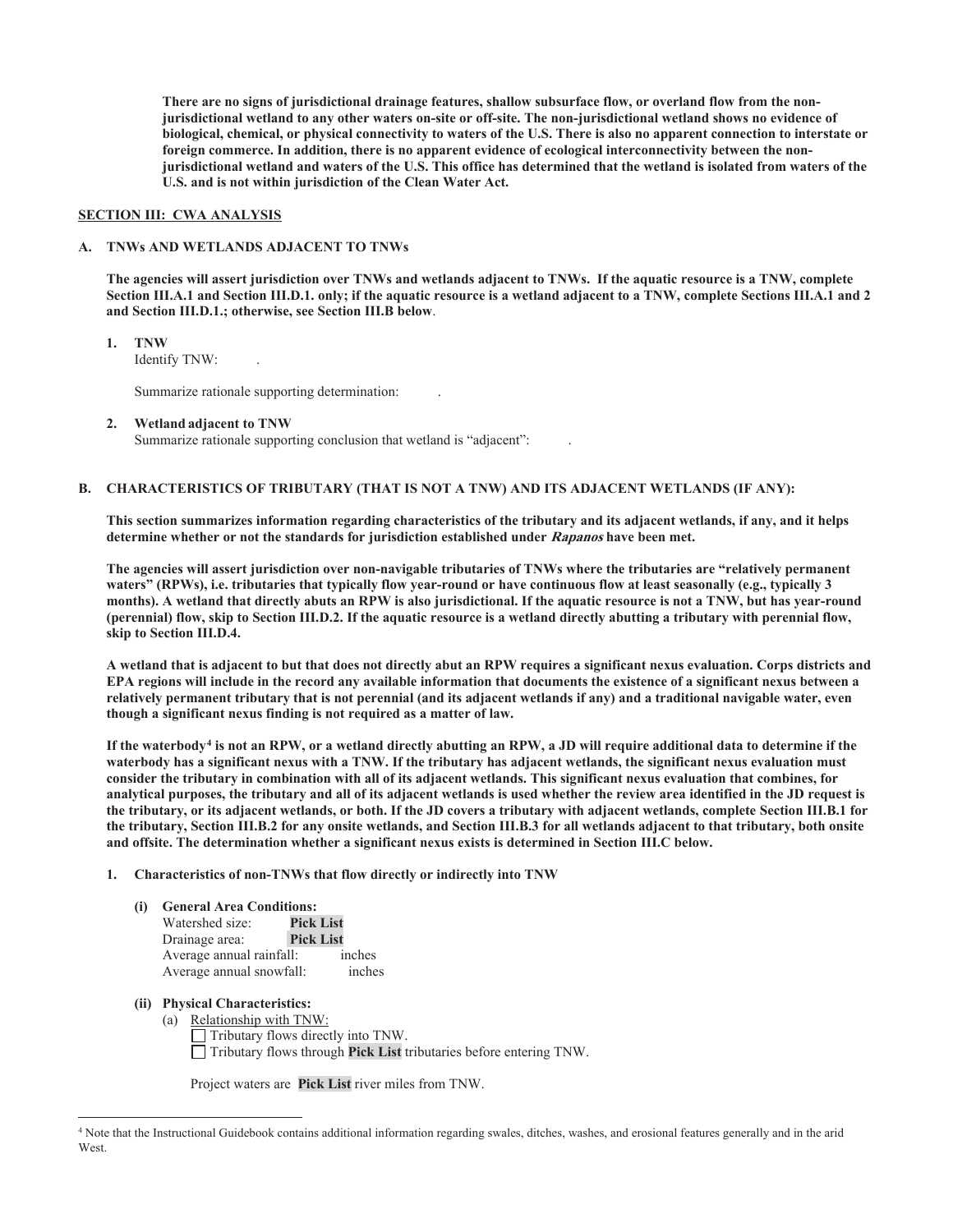**There are no signs of jurisdictional drainage features, shallow subsurface flow, or overland flow from the non-jurisdictional wetland to any other waters on-site or off-site. The non-jurisdictional wetland shows no evidence of biological, chemical, or physical connectivity to waters of the U.S. There is also no apparent connection to interstate or foreign commerce. In addition, there is no apparent evidence of ecological interconnectivity between the non-jurisdictional wetland and waters of the U.S. This office has determined that the wetland is isolated from waters of the U.S. and is not within jurisdiction of the Clean Water Act.**

## SECTION III: CWA ANALYSIS

### A. TNWs AND WETLANDS ADJACENT TO TNWs

**The agencies will assert jurisdiction over TNWs and wetlands adjacent to TNWs. If the aquatic resource is a TNW, complete Section III.A.1 and Section III.D.1. only; if the aquatic resource is a wetland adjacent to a TNW, complete Sections III.A.1 and 2 and Section III.D.1.; otherwise, see Section III.B below**.

1. **TNW**
   Identify TNW: .

   Summarize rationale supporting determination: .

2. **Wetland adjacent to TNW**
   Summarize rationale supporting conclusion that wetland is "adjacent": .

### B. CHARACTERISTICS OF TRIBUTARY (THAT IS NOT A TNW) AND ITS ADJACENT WETLANDS (IF ANY):

**This section summarizes information regarding characteristics of the tributary and its adjacent wetlands, if any, and it helps determine whether or not the standards for jurisdiction established under *Rapanos* have been met.**

**The agencies will assert jurisdiction over non-navigable tributaries of TNWs where the tributaries are "relatively permanent waters" (RPWs), i.e. tributaries that typically flow year-round or have continuous flow at least seasonally (e.g., typically 3 months). A wetland that directly abuts an RPW is also jurisdictional. If the aquatic resource is not a TNW, but has year-round (perennial) flow, skip to Section III.D.2. If the aquatic resource is a wetland directly abutting a tributary with perennial flow, skip to Section III.D.4.**

**A wetland that is adjacent to but that does not directly abut an RPW requires a significant nexus evaluation. Corps districts and EPA regions will include in the record any available information that documents the existence of a significant nexus between a relatively permanent tributary that is not perennial (and its adjacent wetlands if any) and a traditional navigable water, even though a significant nexus finding is not required as a matter of law.**

**If the waterbody[4] is not an RPW, or a wetland directly abutting an RPW, a JD will require additional data to determine if the waterbody has a significant nexus with a TNW. If the tributary has adjacent wetlands, the significant nexus evaluation must consider the tributary in combination with all of its adjacent wetlands. This significant nexus evaluation that combines, for analytical purposes, the tributary and all of its adjacent wetlands is used whether the review area identified in the JD request is the tributary, or its adjacent wetlands, or both. If the JD covers a tributary with adjacent wetlands, complete Section III.B.1 for the tributary, Section III.B.2 for any onsite wetlands, and Section III.B.3 for all wetlands adjacent to that tributary, both onsite and offsite. The determination whether a significant nexus exists is determined in Section III.C below.**

1. **Characteristics of non-TNWs that flow directly or indirectly into TNW**

   **(i) General Area Conditions:**
   Watershed size: **Pick List**
   Drainage area: **Pick List**
   Average annual rainfall: inches
   Average annual snowfall: inches

   **(ii) Physical Characteristics:**
   (a) Relationship with TNW:
   ☐ Tributary flows directly into TNW.
   ☐ Tributary flows through **Pick List** tributaries before entering TNW.

   Project waters are **Pick List** river miles from TNW.

[4] Note that the Instructional Guidebook contains additional information regarding swales, ditches, washes, and erosional features generally and in the arid West.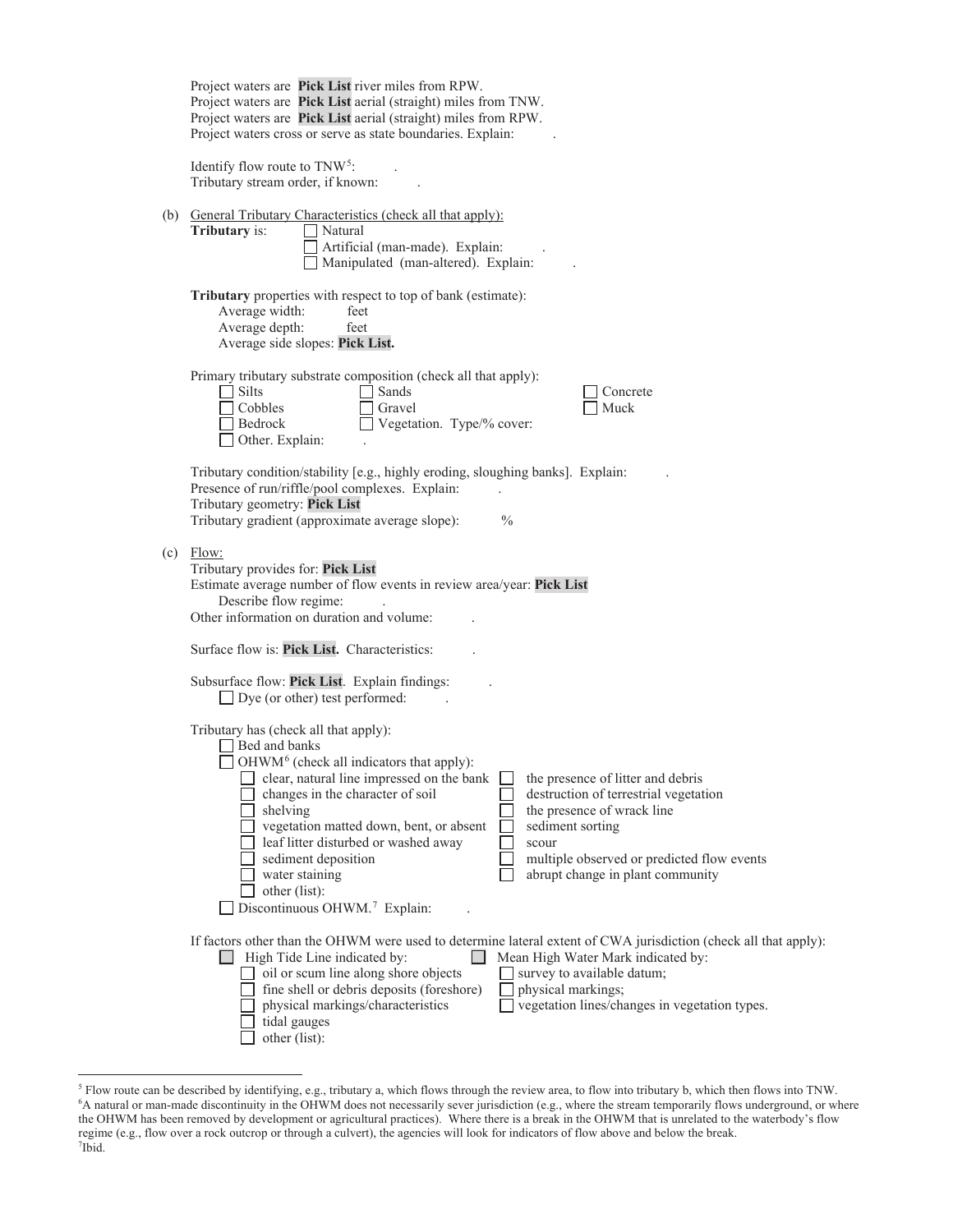Project waters are **Pick List** river miles from RPW.
Project waters are **Pick List** aerial (straight) miles from TNW.
Project waters are **Pick List** aerial (straight) miles from RPW.
Project waters cross or serve as state boundaries. Explain: .

Identify flow route to TNW[5]: .
Tributary stream order, if known: .

(b) General Tributary Characteristics (check all that apply):

**Tributary** is:
- ☐ Natural
- ☐ Artificial (man-made). Explain: .
- ☐ Manipulated (man-altered). Explain: .

**Tributary** properties with respect to top of bank (estimate):
- Average width: feet
- Average depth: feet
- Average side slopes: **Pick List.**

Primary tributary substrate composition (check all that apply):
- ☐ Silts
- ☐ Sands
- ☐ Concrete
- ☐ Cobbles
- ☐ Gravel
- ☐ Muck
- ☐ Bedrock
- ☐ Vegetation. Type/% cover:
- ☐ Other. Explain: .

Tributary condition/stability [e.g., highly eroding, sloughing banks]. Explain: .
Presence of run/riffle/pool complexes. Explain: .
Tributary geometry: **Pick List**
Tributary gradient (approximate average slope): %

(c) Flow:

Tributary provides for: **Pick List**
Estimate average number of flow events in review area/year: **Pick List**
Describe flow regime: .
Other information on duration and volume: .

Surface flow is: **Pick List.** Characteristics: .

Subsurface flow: **Pick List**. Explain findings: .
- ☐ Dye (or other) test performed: .

Tributary has (check all that apply):
- ☐ Bed and banks
- ☐ OHWM[6] (check all indicators that apply):
  - ☐ clear, natural line impressed on the bank
  - ☐ the presence of litter and debris
  - ☐ changes in the character of soil
  - ☐ destruction of terrestrial vegetation
  - ☐ shelving
  - ☐ the presence of wrack line
  - ☐ vegetation matted down, bent, or absent
  - ☐ sediment sorting
  - ☐ leaf litter disturbed or washed away
  - ☐ scour
  - ☐ sediment deposition
  - ☐ multiple observed or predicted flow events
  - ☐ water staining
  - ☐ abrupt change in plant community
  - ☐ other (list):
- ☐ Discontinuous OHWM.[7] Explain: .

If factors other than the OHWM were used to determine lateral extent of CWA jurisdiction (check all that apply):
- ☐ High Tide Line indicated by:
  - ☐ oil or scum line along shore objects
  - ☐ fine shell or debris deposits (foreshore)
  - ☐ physical markings/characteristics
  - ☐ tidal gauges
  - ☐ other (list):
- ☐ Mean High Water Mark indicated by:
  - ☐ survey to available datum;
  - ☐ physical markings;
  - ☐ vegetation lines/changes in vegetation types.

---

[5] Flow route can be described by identifying, e.g., tributary a, which flows through the review area, to flow into tributary b, which then flows into TNW.
[6] A natural or man-made discontinuity in the OHWM does not necessarily sever jurisdiction (e.g., where the stream temporarily flows underground, or where the OHWM has been removed by development or agricultural practices). Where there is a break in the OHWM that is unrelated to the waterbody's flow regime (e.g., flow over a rock outcrop or through a culvert), the agencies will look for indicators of flow above and below the break.
[7] Ibid.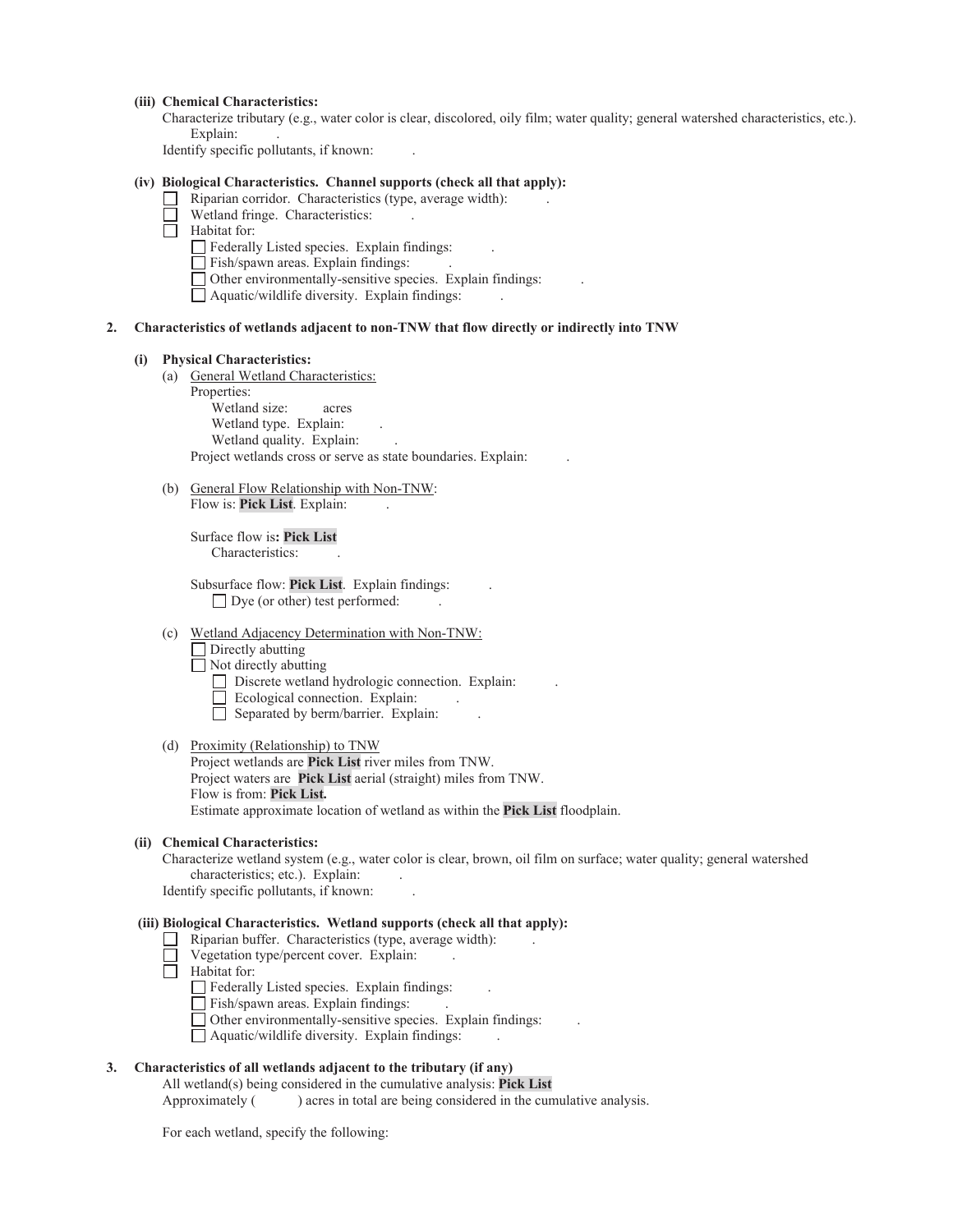**(iii) Chemical Characteristics:**

Characterize tributary (e.g., water color is clear, discolored, oily film; water quality; general watershed characteristics, etc.). Explain: .

Identify specific pollutants, if known: .

**(iv) Biological Characteristics. Channel supports (check all that apply):**

- ☐ Riparian corridor. Characteristics (type, average width): .
- ☐ Wetland fringe. Characteristics: .
- ☐ Habitat for:
  - ☐ Federally Listed species. Explain findings: .
  - ☐ Fish/spawn areas. Explain findings: .
  - ☐ Other environmentally-sensitive species. Explain findings: .
  - ☐ Aquatic/wildlife diversity. Explain findings: .

**2. Characteristics of wetlands adjacent to non-TNW that flow directly or indirectly into TNW**

**(i) Physical Characteristics:**

(a) General Wetland Characteristics:

Properties:

Wetland size: acres

Wetland type. Explain: .

Wetland quality. Explain: .

Project wetlands cross or serve as state boundaries. Explain: .

(b) General Flow Relationship with Non-TNW:

Flow is: **Pick List**. Explain: .

Surface flow is**: Pick List**

Characteristics: .

Subsurface flow: **Pick List**. Explain findings: .

☐ Dye (or other) test performed: .

(c) Wetland Adjacency Determination with Non-TNW:

- ☐ Directly abutting
- ☐ Not directly abutting
  - ☐ Discrete wetland hydrologic connection. Explain: .
  - ☐ Ecological connection. Explain: .
  - ☐ Separated by berm/barrier. Explain: .

(d) Proximity (Relationship) to TNW

Project wetlands are **Pick List** river miles from TNW.

Project waters are **Pick List** aerial (straight) miles from TNW.

Flow is from: **Pick List.**

Estimate approximate location of wetland as within the **Pick List** floodplain.

**(ii) Chemical Characteristics:**

Characterize wetland system (e.g., water color is clear, brown, oil film on surface; water quality; general watershed characteristics; etc.). Explain: .

Identify specific pollutants, if known: .

**(iii) Biological Characteristics. Wetland supports (check all that apply):**

- ☐ Riparian buffer. Characteristics (type, average width): .
- ☐ Vegetation type/percent cover. Explain: .
- ☐ Habitat for:
  - ☐ Federally Listed species. Explain findings: .
  - ☐ Fish/spawn areas. Explain findings: .
  - ☐ Other environmentally-sensitive species. Explain findings: .
  - ☐ Aquatic/wildlife diversity. Explain findings: .

**3. Characteristics of all wetlands adjacent to the tributary (if any)**

All wetland(s) being considered in the cumulative analysis: **Pick List**

Approximately ( ) acres in total are being considered in the cumulative analysis.

For each wetland, specify the following: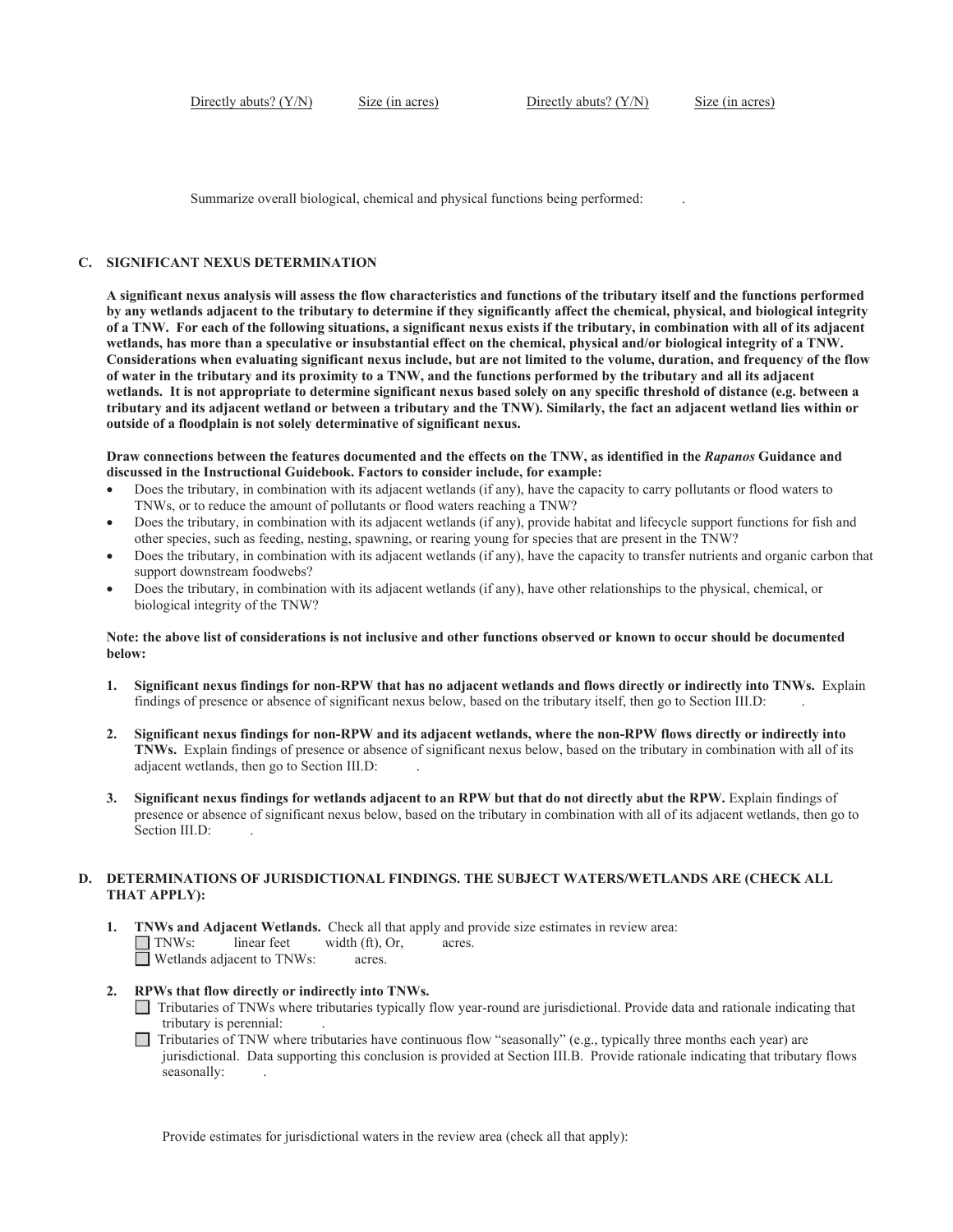| Directly abuts? (Y/N) | Size (in acres) | Directly abuts? (Y/N) | Size (in acres) |
|---|---|---|---|

Summarize overall biological, chemical and physical functions being performed: .

## C. SIGNIFICANT NEXUS DETERMINATION

**A significant nexus analysis will assess the flow characteristics and functions of the tributary itself and the functions performed by any wetlands adjacent to the tributary to determine if they significantly affect the chemical, physical, and biological integrity of a TNW. For each of the following situations, a significant nexus exists if the tributary, in combination with all of its adjacent wetlands, has more than a speculative or insubstantial effect on the chemical, physical and/or biological integrity of a TNW. Considerations when evaluating significant nexus include, but are not limited to the volume, duration, and frequency of the flow of water in the tributary and its proximity to a TNW, and the functions performed by the tributary and all its adjacent wetlands. It is not appropriate to determine significant nexus based solely on any specific threshold of distance (e.g. between a tributary and its adjacent wetland or between a tributary and the TNW). Similarly, the fact an adjacent wetland lies within or outside of a floodplain is not solely determinative of significant nexus.**

**Draw connections between the features documented and the effects on the TNW, as identified in the *Rapanos* Guidance and discussed in the Instructional Guidebook. Factors to consider include, for example:**

- Does the tributary, in combination with its adjacent wetlands (if any), have the capacity to carry pollutants or flood waters to TNWs, or to reduce the amount of pollutants or flood waters reaching a TNW?
- Does the tributary, in combination with its adjacent wetlands (if any), provide habitat and lifecycle support functions for fish and other species, such as feeding, nesting, spawning, or rearing young for species that are present in the TNW?
- Does the tributary, in combination with its adjacent wetlands (if any), have the capacity to transfer nutrients and organic carbon that support downstream foodwebs?
- Does the tributary, in combination with its adjacent wetlands (if any), have other relationships to the physical, chemical, or biological integrity of the TNW?

**Note: the above list of considerations is not inclusive and other functions observed or known to occur should be documented below:**

1. **Significant nexus findings for non-RPW that has no adjacent wetlands and flows directly or indirectly into TNWs.** Explain findings of presence or absence of significant nexus below, based on the tributary itself, then go to Section III.D: .

2. **Significant nexus findings for non-RPW and its adjacent wetlands, where the non-RPW flows directly or indirectly into TNWs.** Explain findings of presence or absence of significant nexus below, based on the tributary in combination with all of its adjacent wetlands, then go to Section III.D: .

3. **Significant nexus findings for wetlands adjacent to an RPW but that do not directly abut the RPW.** Explain findings of presence or absence of significant nexus below, based on the tributary in combination with all of its adjacent wetlands, then go to Section III.D: .

## D. DETERMINATIONS OF JURISDICTIONAL FINDINGS. THE SUBJECT WATERS/WETLANDS ARE (CHECK ALL THAT APPLY):

1. **TNWs and Adjacent Wetlands.** Check all that apply and provide size estimates in review area:
   - ☐ TNWs: linear feet width (ft), Or, acres.
   - ☐ Wetlands adjacent to TNWs: acres.

2. **RPWs that flow directly or indirectly into TNWs.**
   - ☐ Tributaries of TNWs where tributaries typically flow year-round are jurisdictional. Provide data and rationale indicating that tributary is perennial: .
   - ☐ Tributaries of TNW where tributaries have continuous flow "seasonally" (e.g., typically three months each year) are jurisdictional. Data supporting this conclusion is provided at Section III.B. Provide rationale indicating that tributary flows seasonally: .

   Provide estimates for jurisdictional waters in the review area (check all that apply):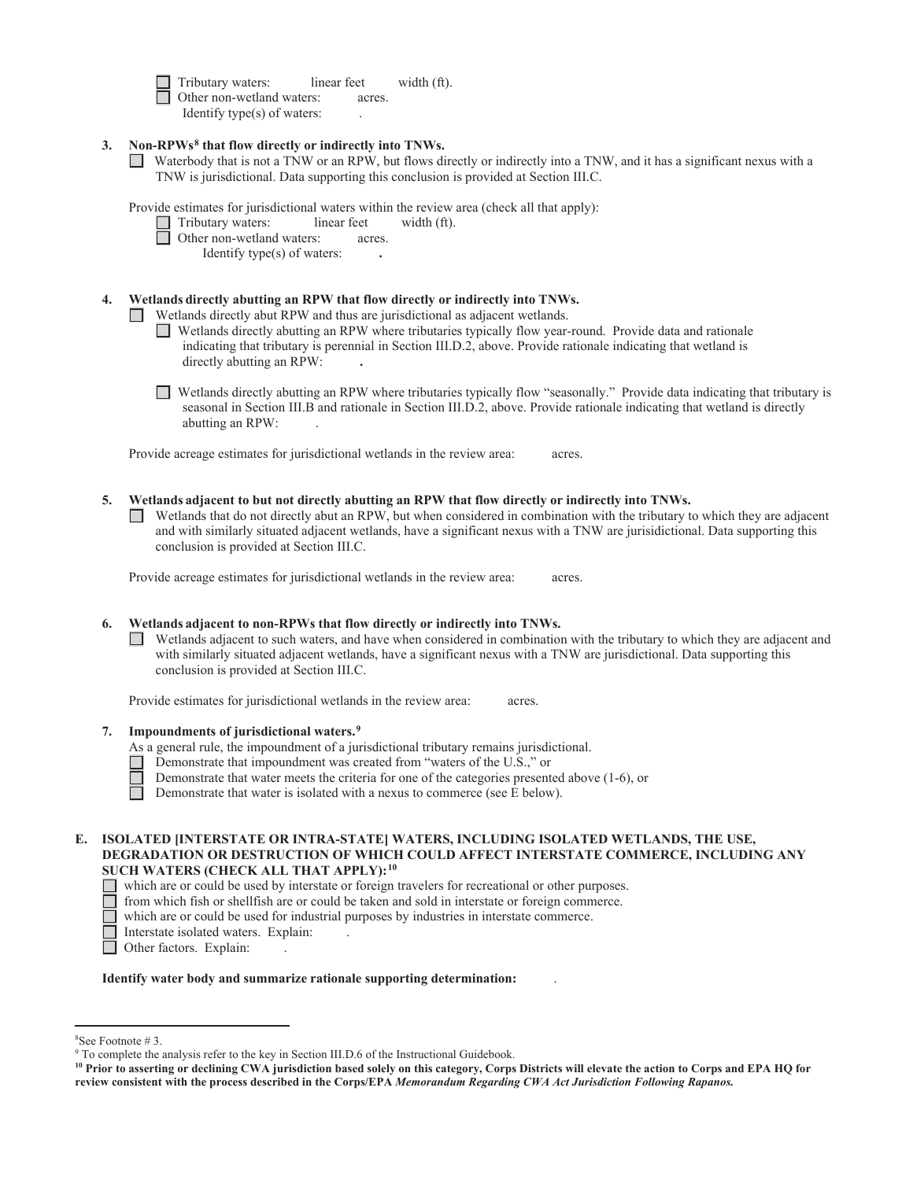- ☐ Tributary waters: linear feet width (ft).
- ☐ Other non-wetland waters: acres.
  Identify type(s) of waters: .

**3. Non-RPWs[8] that flow directly or indirectly into TNWs.**

☐ Waterbody that is not a TNW or an RPW, but flows directly or indirectly into a TNW, and it has a significant nexus with a TNW is jurisdictional. Data supporting this conclusion is provided at Section III.C.

Provide estimates for jurisdictional waters within the review area (check all that apply):

- ☐ Tributary waters: linear feet width (ft).
- ☐ Other non-wetland waters: acres.
  Identify type(s) of waters: **.**

**4. Wetlands directly abutting an RPW that flow directly or indirectly into TNWs.**

☐ Wetlands directly abut RPW and thus are jurisdictional as adjacent wetlands.

- ☐ Wetlands directly abutting an RPW where tributaries typically flow year-round. Provide data and rationale indicating that tributary is perennial in Section III.D.2, above. Provide rationale indicating that wetland is directly abutting an RPW: **.**

- ☐ Wetlands directly abutting an RPW where tributaries typically flow "seasonally." Provide data indicating that tributary is seasonal in Section III.B and rationale in Section III.D.2, above. Provide rationale indicating that wetland is directly abutting an RPW: .

Provide acreage estimates for jurisdictional wetlands in the review area: acres.

**5. Wetlands adjacent to but not directly abutting an RPW that flow directly or indirectly into TNWs.**

☐ Wetlands that do not directly abut an RPW, but when considered in combination with the tributary to which they are adjacent and with similarly situated adjacent wetlands, have a significant nexus with a TNW are jurisidictional. Data supporting this conclusion is provided at Section III.C.

Provide acreage estimates for jurisdictional wetlands in the review area: acres.

**6. Wetlands adjacent to non-RPWs that flow directly or indirectly into TNWs.**

☐ Wetlands adjacent to such waters, and have when considered in combination with the tributary to which they are adjacent and with similarly situated adjacent wetlands, have a significant nexus with a TNW are jurisdictional. Data supporting this conclusion is provided at Section III.C.

Provide estimates for jurisdictional wetlands in the review area: acres.

**7. Impoundments of jurisdictional waters.[9]**

As a general rule, the impoundment of a jurisdictional tributary remains jurisdictional.

- ☐ Demonstrate that impoundment was created from "waters of the U.S.," or
- ☐ Demonstrate that water meets the criteria for one of the categories presented above (1-6), or
- ☐ Demonstrate that water is isolated with a nexus to commerce (see E below).

**E. ISOLATED [INTERSTATE OR INTRA-STATE] WATERS, INCLUDING ISOLATED WETLANDS, THE USE, DEGRADATION OR DESTRUCTION OF WHICH COULD AFFECT INTERSTATE COMMERCE, INCLUDING ANY SUCH WATERS (CHECK ALL THAT APPLY):[10]**

- ☐ which are or could be used by interstate or foreign travelers for recreational or other purposes.
- ☐ from which fish or shellfish are or could be taken and sold in interstate or foreign commerce.
- ☐ which are or could be used for industrial purposes by industries in interstate commerce.
- ☐ Interstate isolated waters. Explain: .
- ☐ Other factors. Explain: .

**Identify water body and summarize rationale supporting determination:** .

---

[8] See Footnote # 3.

[9] To complete the analysis refer to the key in Section III.D.6 of the Instructional Guidebook.

[10] **Prior to asserting or declining CWA jurisdiction based solely on this category, Corps Districts will elevate the action to Corps and EPA HQ for review consistent with the process described in the Corps/EPA *Memorandum Regarding CWA Act Jurisdiction Following Rapanos.***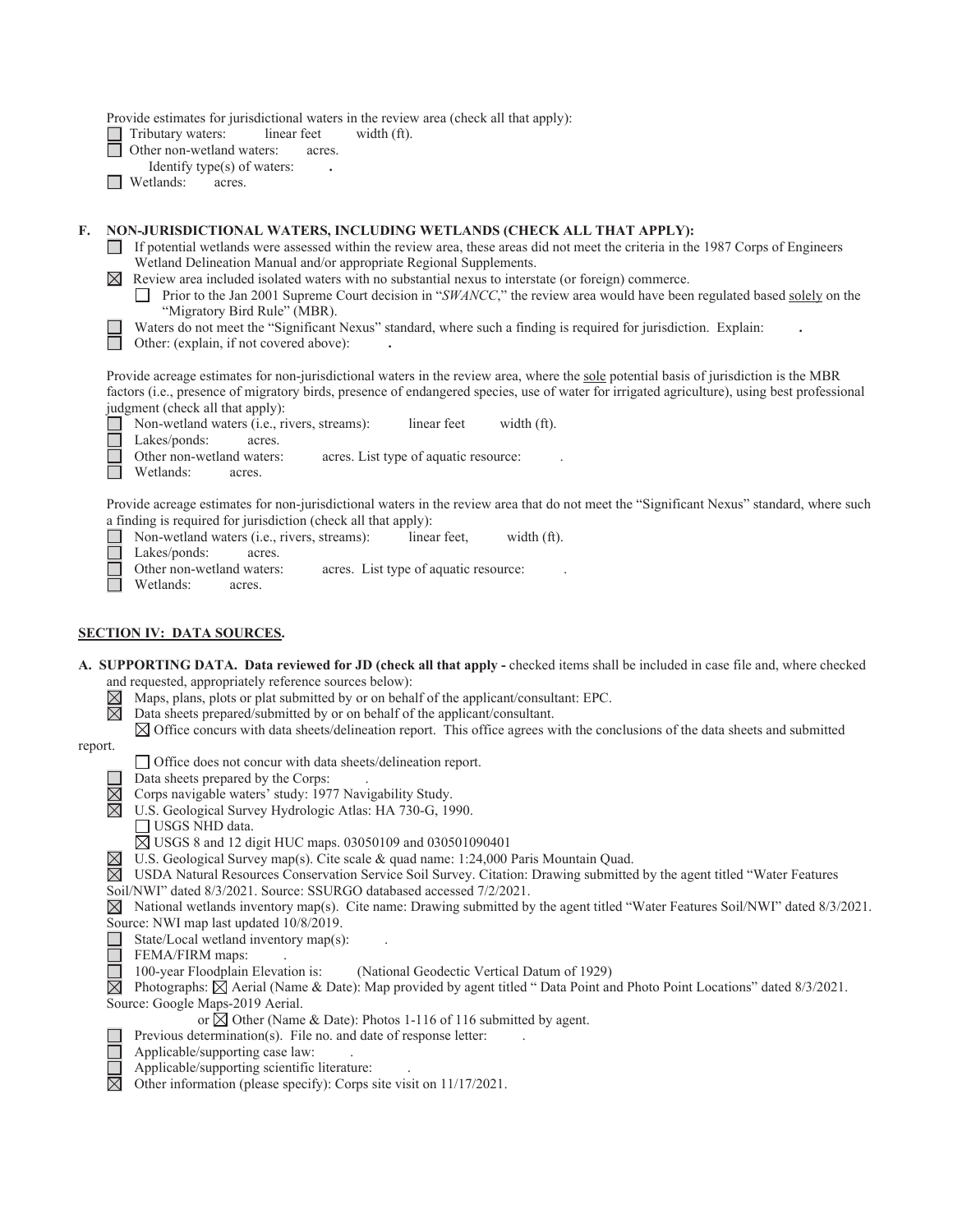Provide estimates for jurisdictional waters in the review area (check all that apply):

☐ Tributary waters: linear feet width (ft).

☐ Other non-wetland waters: acres.

Identify type(s) of waters: .

☐ Wetlands: acres.

**F. NON-JURISDICTIONAL WATERS, INCLUDING WETLANDS (CHECK ALL THAT APPLY):**

☐ If potential wetlands were assessed within the review area, these areas did not meet the criteria in the 1987 Corps of Engineers Wetland Delineation Manual and/or appropriate Regional Supplements.

☒ Review area included isolated waters with no substantial nexus to interstate (or foreign) commerce.

☐ Prior to the Jan 2001 Supreme Court decision in "*SWANCC*," the review area would have been regulated based solely on the "Migratory Bird Rule" (MBR).

☐ Waters do not meet the "Significant Nexus" standard, where such a finding is required for jurisdiction. Explain: .

☐ Other: (explain, if not covered above): .

Provide acreage estimates for non-jurisdictional waters in the review area, where the sole potential basis of jurisdiction is the MBR factors (i.e., presence of migratory birds, presence of endangered species, use of water for irrigated agriculture), using best professional judgment (check all that apply):

☐ Non-wetland waters (i.e., rivers, streams): linear feet width (ft).

☐ Lakes/ponds: acres.

☐ Other non-wetland waters: acres. List type of aquatic resource: .

☐ Wetlands: acres.

Provide acreage estimates for non-jurisdictional waters in the review area that do not meet the "Significant Nexus" standard, where such a finding is required for jurisdiction (check all that apply):

☐ Non-wetland waters (i.e., rivers, streams): linear feet, width (ft).

☐ Lakes/ponds: acres.

☐ Other non-wetland waters: acres. List type of aquatic resource: .

☐ Wetlands: acres.

## SECTION IV: DATA SOURCES.

**A. SUPPORTING DATA. Data reviewed for JD (check all that apply -** checked items shall be included in case file and, where checked and requested, appropriately reference sources below):

☒ Maps, plans, plots or plat submitted by or on behalf of the applicant/consultant: EPC.

☒ Data sheets prepared/submitted by or on behalf of the applicant/consultant.

☒ Office concurs with data sheets/delineation report. This office agrees with the conclusions of the data sheets and submitted report.

☐ Office does not concur with data sheets/delineation report.

☐ Data sheets prepared by the Corps: .

☒ Corps navigable waters' study: 1977 Navigability Study.

☒ U.S. Geological Survey Hydrologic Atlas: HA 730-G, 1990.

☐ USGS NHD data.

☒ USGS 8 and 12 digit HUC maps. 03050109 and 030501090401

☒ U.S. Geological Survey map(s). Cite scale & quad name: 1:24,000 Paris Mountain Quad.

☒ USDA Natural Resources Conservation Service Soil Survey. Citation: Drawing submitted by the agent titled "Water Features Soil/NWI" dated 8/3/2021. Source: SSURGO databased accessed 7/2/2021.

☒ National wetlands inventory map(s). Cite name: Drawing submitted by the agent titled "Water Features Soil/NWI" dated 8/3/2021. Source: NWI map last updated 10/8/2019.

☐ State/Local wetland inventory map(s): .

☐ FEMA/FIRM maps: .

☐ 100-year Floodplain Elevation is: (National Geodectic Vertical Datum of 1929)

☒ Photographs: ☒ Aerial (Name & Date): Map provided by agent titled " Data Point and Photo Point Locations" dated 8/3/2021. Source: Google Maps-2019 Aerial.

or ☒ Other (Name & Date): Photos 1-116 of 116 submitted by agent.

☐ Previous determination(s). File no. and date of response letter: .

☐ Applicable/supporting case law: .

☐ Applicable/supporting scientific literature: .

☒ Other information (please specify): Corps site visit on 11/17/2021.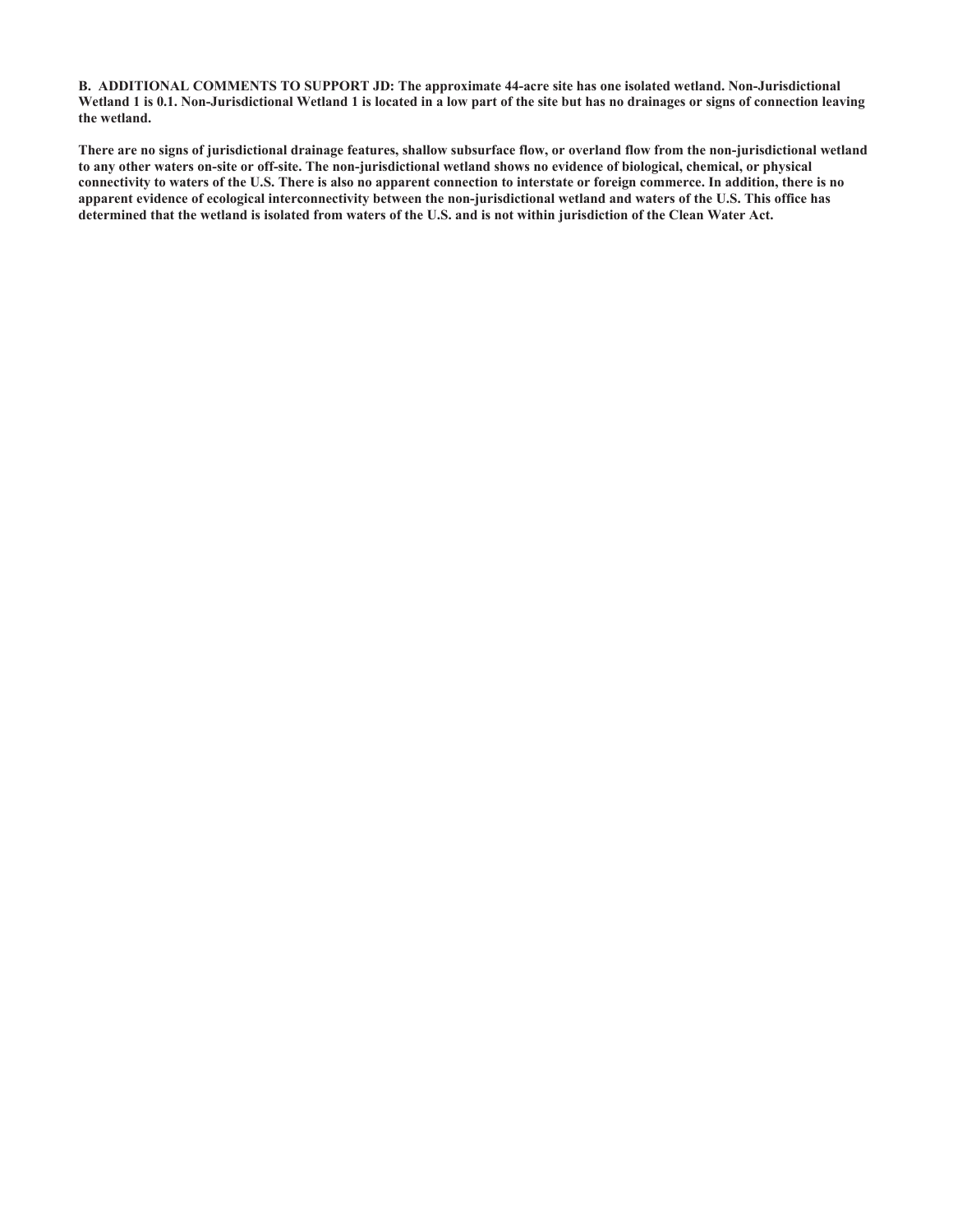**B. ADDITIONAL COMMENTS TO SUPPORT JD: The approximate 44-acre site has one isolated wetland. Non-Jurisdictional Wetland 1 is 0.1. Non-Jurisdictional Wetland 1 is located in a low part of the site but has no drainages or signs of connection leaving the wetland.**

**There are no signs of jurisdictional drainage features, shallow subsurface flow, or overland flow from the non-jurisdictional wetland to any other waters on-site or off-site. The non-jurisdictional wetland shows no evidence of biological, chemical, or physical connectivity to waters of the U.S. There is also no apparent connection to interstate or foreign commerce. In addition, there is no apparent evidence of ecological interconnectivity between the non-jurisdictional wetland and waters of the U.S. This office has determined that the wetland is isolated from waters of the U.S. and is not within jurisdiction of the Clean Water Act.**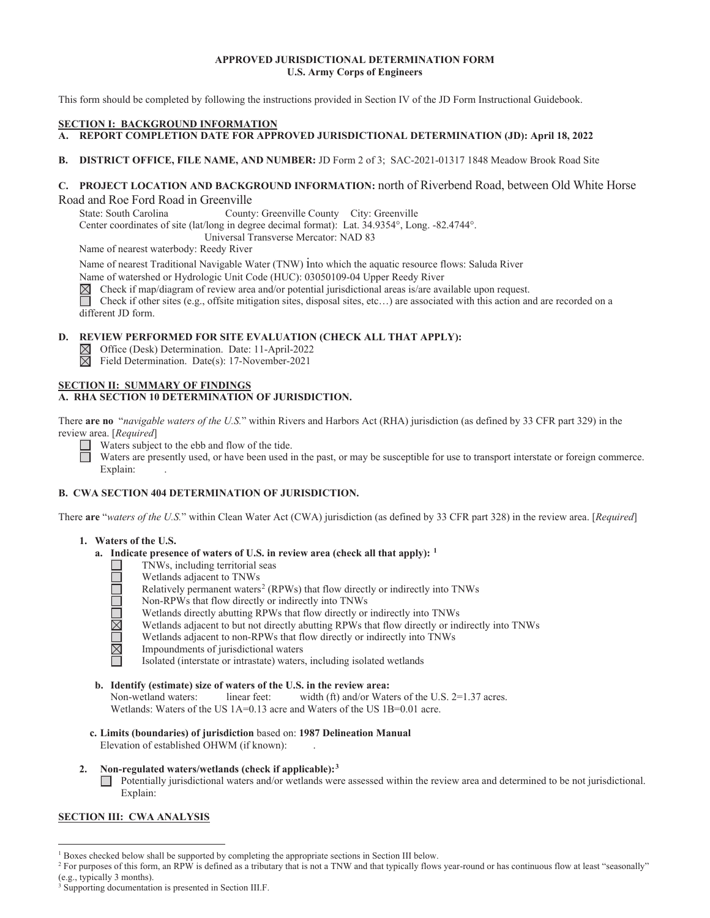**APPROVED JURISDICTIONAL DETERMINATION FORM**
**U.S. Army Corps of Engineers**

This form should be completed by following the instructions provided in Section IV of the JD Form Instructional Guidebook.

**SECTION I: BACKGROUND INFORMATION**

**A. REPORT COMPLETION DATE FOR APPROVED JURISDICTIONAL DETERMINATION (JD): April 18, 2022**

**B. DISTRICT OFFICE, FILE NAME, AND NUMBER:** JD Form 2 of 3; SAC-2021-01317 1848 Meadow Brook Road Site

**C. PROJECT LOCATION AND BACKGROUND INFORMATION:** north of Riverbend Road, between Old White Horse Road and Roe Ford Road in Greenville

State: South Carolina County: Greenville County City: Greenville
Center coordinates of site (lat/long in degree decimal format): Lat. 34.9354°, Long. -82.4744°.
Universal Transverse Mercator: NAD 83
Name of nearest waterbody: Reedy River
Name of nearest Traditional Navigable Water (TNW) into which the aquatic resource flows: Saluda River
Name of watershed or Hydrologic Unit Code (HUC): 03050109-04 Upper Reedy River

☒ Check if map/diagram of review area and/or potential jurisdictional areas is/are available upon request.
☐ Check if other sites (e.g., offsite mitigation sites, disposal sites, etc…) are associated with this action and are recorded on a different JD form.

**D. REVIEW PERFORMED FOR SITE EVALUATION (CHECK ALL THAT APPLY):**

☒ Office (Desk) Determination. Date: 11-April-2022
☒ Field Determination. Date(s): 17-November-2021

**SECTION II: SUMMARY OF FINDINGS**

**A. RHA SECTION 10 DETERMINATION OF JURISDICTION.**

There **are no** "*navigable waters of the U.S.*" within Rivers and Harbors Act (RHA) jurisdiction (as defined by 33 CFR part 329) in the review area. [*Required*]

☐ Waters subject to the ebb and flow of the tide.
☐ Waters are presently used, or have been used in the past, or may be susceptible for use to transport interstate or foreign commerce. Explain: .

**B. CWA SECTION 404 DETERMINATION OF JURISDICTION.**

There **are** "*waters of the U.S.*" within Clean Water Act (CWA) jurisdiction (as defined by 33 CFR part 328) in the review area. [*Required*]

**1. Waters of the U.S.**

**a. Indicate presence of waters of U.S. in review area (check all that apply):** [1]

☐ TNWs, including territorial seas
☐ Wetlands adjacent to TNWs
☐ Relatively permanent waters[2] (RPWs) that flow directly or indirectly into TNWs
☐ Non-RPWs that flow directly or indirectly into TNWs
☐ Wetlands directly abutting RPWs that flow directly or indirectly into TNWs
☒ Wetlands adjacent to but not directly abutting RPWs that flow directly or indirectly into TNWs
☐ Wetlands adjacent to non-RPWs that flow directly or indirectly into TNWs
☒ Impoundments of jurisdictional waters
☐ Isolated (interstate or intrastate) waters, including isolated wetlands

**b. Identify (estimate) size of waters of the U.S. in the review area:**

Non-wetland waters: linear feet: width (ft) and/or Waters of the U.S. 2=1.37 acres.
Wetlands: Waters of the US 1A=0.13 acre and Waters of the US 1B=0.01 acre.

**c. Limits (boundaries) of jurisdiction** based on: **1987 Delineation Manual**
Elevation of established OHWM (if known): .

**2. Non-regulated waters/wetlands (check if applicable):**[3]

☐ Potentially jurisdictional waters and/or wetlands were assessed within the review area and determined to be not jurisdictional. Explain:

**SECTION III: CWA ANALYSIS**

---

[1] Boxes checked below shall be supported by completing the appropriate sections in Section III below.
[2] For purposes of this form, an RPW is defined as a tributary that is not a TNW and that typically flows year-round or has continuous flow at least "seasonally" (e.g., typically 3 months).
[3] Supporting documentation is presented in Section III.F.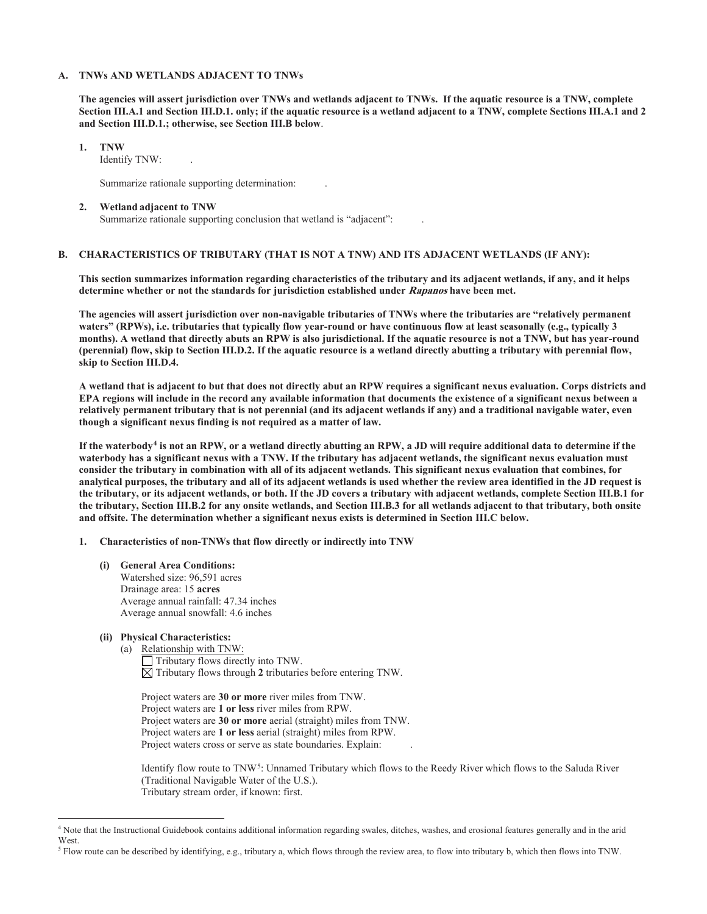### A. TNWs AND WETLANDS ADJACENT TO TNWs

**The agencies will assert jurisdiction over TNWs and wetlands adjacent to TNWs. If the aquatic resource is a TNW, complete Section III.A.1 and Section III.D.1. only; if the aquatic resource is a wetland adjacent to a TNW, complete Sections III.A.1 and 2 and Section III.D.1.; otherwise, see Section III.B below**.

**1. TNW**

Identify TNW: .

Summarize rationale supporting determination: .

**2. Wetland adjacent to TNW**

Summarize rationale supporting conclusion that wetland is "adjacent": .

### B. CHARACTERISTICS OF TRIBUTARY (THAT IS NOT A TNW) AND ITS ADJACENT WETLANDS (IF ANY):

**This section summarizes information regarding characteristics of the tributary and its adjacent wetlands, if any, and it helps determine whether or not the standards for jurisdiction established under *Rapanos* have been met.**

**The agencies will assert jurisdiction over non-navigable tributaries of TNWs where the tributaries are "relatively permanent waters" (RPWs), i.e. tributaries that typically flow year-round or have continuous flow at least seasonally (e.g., typically 3 months). A wetland that directly abuts an RPW is also jurisdictional. If the aquatic resource is not a TNW, but has year-round (perennial) flow, skip to Section III.D.2. If the aquatic resource is a wetland directly abutting a tributary with perennial flow, skip to Section III.D.4.**

**A wetland that is adjacent to but that does not directly abut an RPW requires a significant nexus evaluation. Corps districts and EPA regions will include in the record any available information that documents the existence of a significant nexus between a relatively permanent tributary that is not perennial (and its adjacent wetlands if any) and a traditional navigable water, even though a significant nexus finding is not required as a matter of law.**

**If the waterbody[4] is not an RPW, or a wetland directly abutting an RPW, a JD will require additional data to determine if the waterbody has a significant nexus with a TNW. If the tributary has adjacent wetlands, the significant nexus evaluation must consider the tributary in combination with all of its adjacent wetlands. This significant nexus evaluation that combines, for analytical purposes, the tributary and all of its adjacent wetlands is used whether the review area identified in the JD request is the tributary, or its adjacent wetlands, or both. If the JD covers a tributary with adjacent wetlands, complete Section III.B.1 for the tributary, Section III.B.2 for any onsite wetlands, and Section III.B.3 for all wetlands adjacent to that tributary, both onsite and offsite. The determination whether a significant nexus exists is determined in Section III.C below.**

**1. Characteristics of non-TNWs that flow directly or indirectly into TNW**

**(i) General Area Conditions:**

Watershed size: 96,591 acres
Drainage area: 15 **acres**
Average annual rainfall: 47.34 inches
Average annual snowfall: 4.6 inches

**(ii) Physical Characteristics:**

(a) Relationship with TNW:

☐ Tributary flows directly into TNW.
☒ Tributary flows through **2** tributaries before entering TNW.

Project waters are **30 or more** river miles from TNW.
Project waters are **1 or less** river miles from RPW.
Project waters are **30 or more** aerial (straight) miles from TNW.
Project waters are **1 or less** aerial (straight) miles from RPW.
Project waters cross or serve as state boundaries. Explain: .

Identify flow route to TNW[5]: Unnamed Tributary which flows to the Reedy River which flows to the Saluda River (Traditional Navigable Water of the U.S.).
Tributary stream order, if known: first.

---

[4] Note that the Instructional Guidebook contains additional information regarding swales, ditches, washes, and erosional features generally and in the arid West.

[5] Flow route can be described by identifying, e.g., tributary a, which flows through the review area, to flow into tributary b, which then flows into TNW.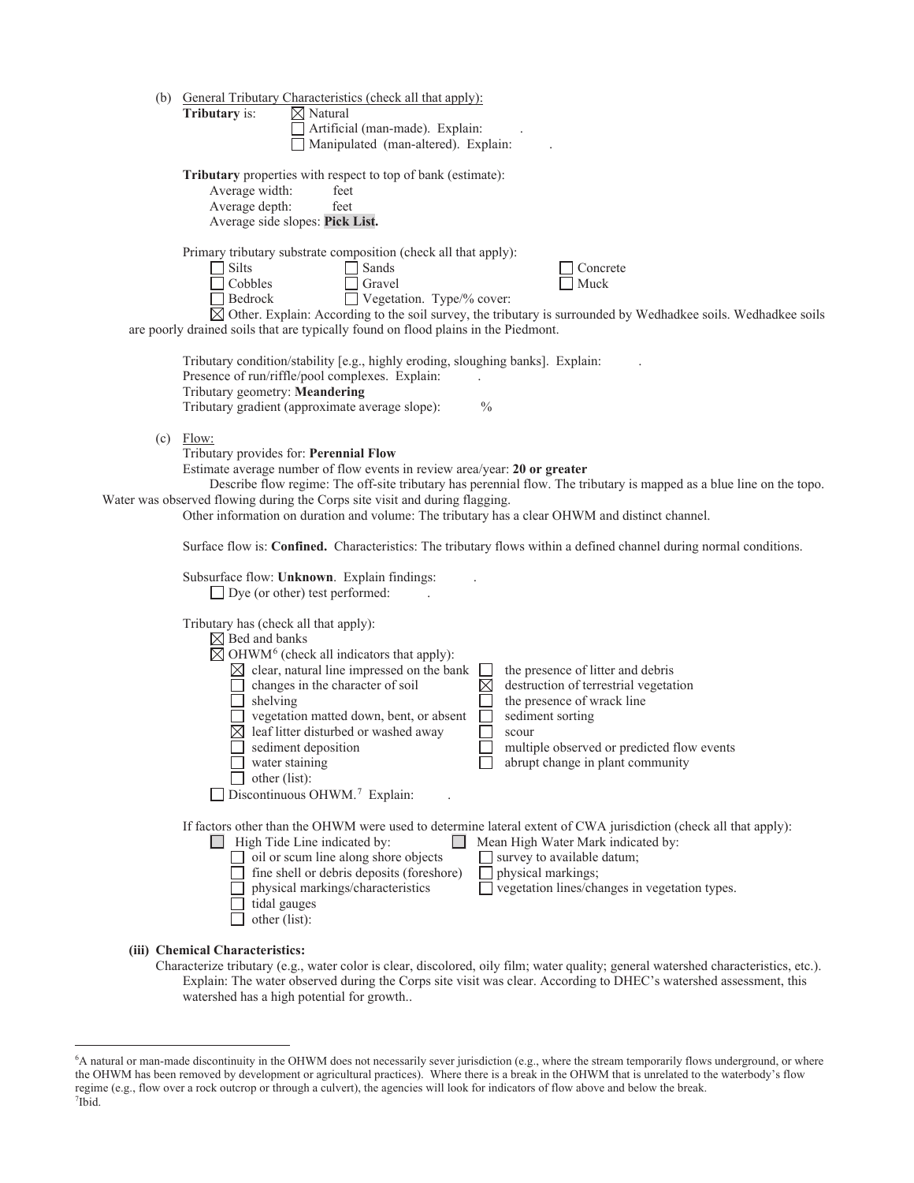(b) General Tributary Characteristics (check all that apply):

**Tributary** is: ☒ Natural
☐ Artificial (man-made). Explain: .
☐ Manipulated (man-altered). Explain: .

**Tributary** properties with respect to top of bank (estimate):
Average width: feet
Average depth: feet
Average side slopes: **Pick List.**

Primary tributary substrate composition (check all that apply):

☐ Silts ☐ Sands ☐ Concrete
☐ Cobbles ☐ Gravel ☐ Muck
☐ Bedrock ☐ Vegetation. Type/% cover:
☒ Other. Explain: According to the soil survey, the tributary is surrounded by Wedhadkee soils. Wedhadkee soils are poorly drained soils that are typically found on flood plains in the Piedmont.

Tributary condition/stability [e.g., highly eroding, sloughing banks]. Explain: .
Presence of run/riffle/pool complexes. Explain: .
Tributary geometry: **Meandering**
Tributary gradient (approximate average slope): %

(c) Flow:

Tributary provides for: **Perennial Flow**
Estimate average number of flow events in review area/year: **20 or greater**
Describe flow regime: The off-site tributary has perennial flow. The tributary is mapped as a blue line on the topo. Water was observed flowing during the Corps site visit and during flagging.
Other information on duration and volume: The tributary has a clear OHWM and distinct channel.

Surface flow is: **Confined.** Characteristics: The tributary flows within a defined channel during normal conditions.

Subsurface flow: **Unknown**. Explain findings: .
☐ Dye (or other) test performed: .

Tributary has (check all that apply):
☒ Bed and banks
☒ OHWM[6] (check all indicators that apply):

☒ clear, natural line impressed on the bank ☐ the presence of litter and debris
☐ changes in the character of soil ☒ destruction of terrestrial vegetation
☐ shelving ☐ the presence of wrack line
☐ vegetation matted down, bent, or absent ☐ sediment sorting
☒ leaf litter disturbed or washed away ☐ scour
☐ sediment deposition ☐ multiple observed or predicted flow events
☐ water staining ☐ abrupt change in plant community
☐ other (list):

☐ Discontinuous OHWM.[7] Explain: .

If factors other than the OHWM were used to determine lateral extent of CWA jurisdiction (check all that apply):

☐ High Tide Line indicated by: ☐ Mean High Water Mark indicated by:
☐ oil or scum line along shore objects ☐ survey to available datum;
☐ fine shell or debris deposits (foreshore) ☐ physical markings;
☐ physical markings/characteristics ☐ vegetation lines/changes in vegetation types.
☐ tidal gauges
☐ other (list):

**(iii) Chemical Characteristics:**

Characterize tributary (e.g., water color is clear, discolored, oily film; water quality; general watershed characteristics, etc.). Explain: The water observed during the Corps site visit was clear. According to DHEC's watershed assessment, this watershed has a high potential for growth..

---

[6]A natural or man-made discontinuity in the OHWM does not necessarily sever jurisdiction (e.g., where the stream temporarily flows underground, or where the OHWM has been removed by development or agricultural practices). Where there is a break in the OHWM that is unrelated to the waterbody's flow regime (e.g., flow over a rock outcrop or through a culvert), the agencies will look for indicators of flow above and below the break.
[7]Ibid.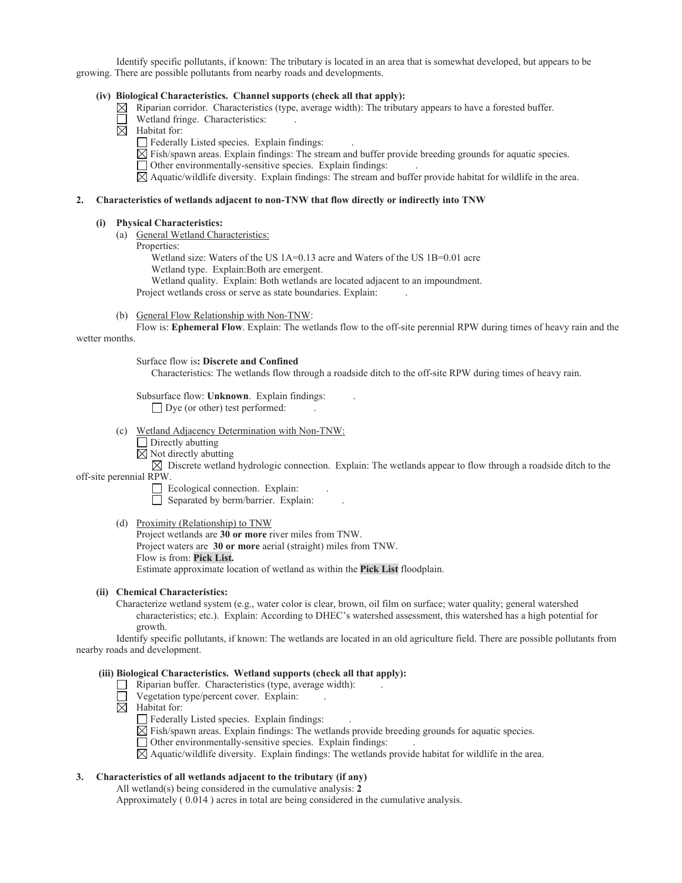Identify specific pollutants, if known: The tributary is located in an area that is somewhat developed, but appears to be growing. There are possible pollutants from nearby roads and developments.

**(iv) Biological Characteristics. Channel supports (check all that apply):**

☒ Riparian corridor. Characteristics (type, average width): The tributary appears to have a forested buffer.
☐ Wetland fringe. Characteristics: .
☒ Habitat for:
   ☐ Federally Listed species. Explain findings: .
   ☒ Fish/spawn areas. Explain findings: The stream and buffer provide breeding grounds for aquatic species.
   ☐ Other environmentally-sensitive species. Explain findings: .
   ☒ Aquatic/wildlife diversity. Explain findings: The stream and buffer provide habitat for wildlife in the area.

**2. Characteristics of wetlands adjacent to non-TNW that flow directly or indirectly into TNW**

**(i) Physical Characteristics:**

(a) General Wetland Characteristics:
   Properties:
      Wetland size: Waters of the US 1A=0.13 acre and Waters of the US 1B=0.01 acre
      Wetland type. Explain:Both are emergent.
      Wetland quality. Explain: Both wetlands are located adjacent to an impoundment.
   Project wetlands cross or serve as state boundaries. Explain: .

(b) General Flow Relationship with Non-TNW:
   Flow is: **Ephemeral Flow**. Explain: The wetlands flow to the off-site perennial RPW during times of heavy rain and the wetter months.

   Surface flow is**: Discrete and Confined**
      Characteristics: The wetlands flow through a roadside ditch to the off-site RPW during times of heavy rain.

   Subsurface flow: **Unknown**. Explain findings: .
      ☐ Dye (or other) test performed: .

(c) Wetland Adjacency Determination with Non-TNW:
   ☐ Directly abutting
   ☒ Not directly abutting
      ☒ Discrete wetland hydrologic connection. Explain: The wetlands appear to flow through a roadside ditch to the off-site perennial RPW.
      ☐ Ecological connection. Explain: .
      ☐ Separated by berm/barrier. Explain: .

(d) Proximity (Relationship) to TNW
   Project wetlands are **30 or more** river miles from TNW.
   Project waters are **30 or more** aerial (straight) miles from TNW.
   Flow is from: **Pick List.**
   Estimate approximate location of wetland as within the **Pick List** floodplain.

**(ii) Chemical Characteristics:**

Characterize wetland system (e.g., water color is clear, brown, oil film on surface; water quality; general watershed characteristics; etc.). Explain: According to DHEC's watershed assessment, this watershed has a high potential for growth.

Identify specific pollutants, if known: The wetlands are located in an old agriculture field. There are possible pollutants from nearby roads and development.

**(iii) Biological Characteristics. Wetland supports (check all that apply):**

☐ Riparian buffer. Characteristics (type, average width): .
☐ Vegetation type/percent cover. Explain: .
☒ Habitat for:
   ☐ Federally Listed species. Explain findings: .
   ☒ Fish/spawn areas. Explain findings: The wetlands provide breeding grounds for aquatic species.
   ☐ Other environmentally-sensitive species. Explain findings: .
   ☒ Aquatic/wildlife diversity. Explain findings: The wetlands provide habitat for wildlife in the area.

**3. Characteristics of all wetlands adjacent to the tributary (if any)**

All wetland(s) being considered in the cumulative analysis: **2**
Approximately ( 0.014 ) acres in total are being considered in the cumulative analysis.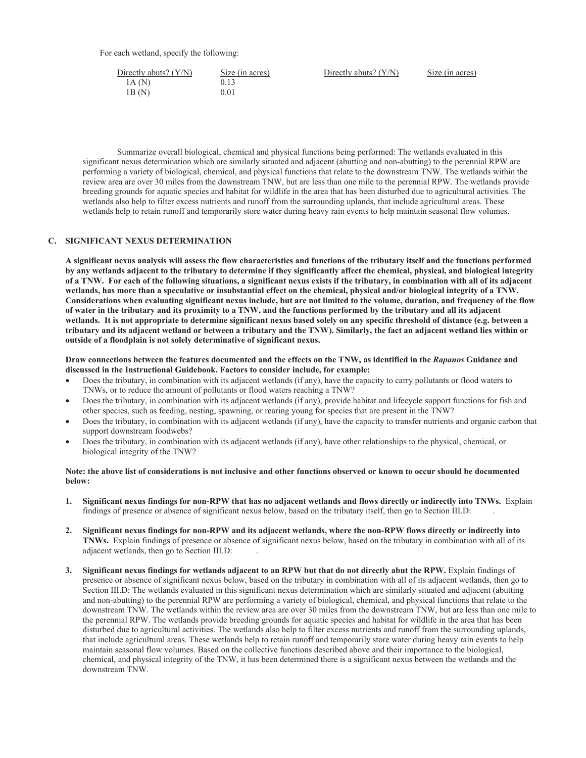For each wetland, specify the following:

| Directly abuts? (Y/N) | Size (in acres) | Directly abuts? (Y/N) | Size (in acres) |
| --- | --- | --- | --- |
| 1A (N) | 0.13 | | |
| 1B (N) | 0.01 | | |

Summarize overall biological, chemical and physical functions being performed: The wetlands evaluated in this significant nexus determination which are similarly situated and adjacent (abutting and non-abutting) to the perennial RPW are performing a variety of biological, chemical, and physical functions that relate to the downstream TNW. The wetlands within the review area are over 30 miles from the downstream TNW, but are less than one mile to the perennial RPW. The wetlands provide breeding grounds for aquatic species and habitat for wildlife in the area that has been disturbed due to agricultural activities. The wetlands also help to filter excess nutrients and runoff from the surrounding uplands, that include agricultural areas. These wetlands help to retain runoff and temporarily store water during heavy rain events to help maintain seasonal flow volumes.

## C. SIGNIFICANT NEXUS DETERMINATION

**A significant nexus analysis will assess the flow characteristics and functions of the tributary itself and the functions performed by any wetlands adjacent to the tributary to determine if they significantly affect the chemical, physical, and biological integrity of a TNW. For each of the following situations, a significant nexus exists if the tributary, in combination with all of its adjacent wetlands, has more than a speculative or insubstantial effect on the chemical, physical and/or biological integrity of a TNW. Considerations when evaluating significant nexus include, but are not limited to the volume, duration, and frequency of the flow of water in the tributary and its proximity to a TNW, and the functions performed by the tributary and all its adjacent wetlands. It is not appropriate to determine significant nexus based solely on any specific threshold of distance (e.g. between a tributary and its adjacent wetland or between a tributary and the TNW). Similarly, the fact an adjacent wetland lies within or outside of a floodplain is not solely determinative of significant nexus.**

**Draw connections between the features documented and the effects on the TNW, as identified in the *Rapanos* Guidance and discussed in the Instructional Guidebook. Factors to consider include, for example:**

- Does the tributary, in combination with its adjacent wetlands (if any), have the capacity to carry pollutants or flood waters to TNWs, or to reduce the amount of pollutants or flood waters reaching a TNW?
- Does the tributary, in combination with its adjacent wetlands (if any), provide habitat and lifecycle support functions for fish and other species, such as feeding, nesting, spawning, or rearing young for species that are present in the TNW?
- Does the tributary, in combination with its adjacent wetlands (if any), have the capacity to transfer nutrients and organic carbon that support downstream foodwebs?
- Does the tributary, in combination with its adjacent wetlands (if any), have other relationships to the physical, chemical, or biological integrity of the TNW?

**Note: the above list of considerations is not inclusive and other functions observed or known to occur should be documented below:**

1. **Significant nexus findings for non-RPW that has no adjacent wetlands and flows directly or indirectly into TNWs.** Explain findings of presence or absence of significant nexus below, based on the tributary itself, then go to Section III.D: .

2. **Significant nexus findings for non-RPW and its adjacent wetlands, where the non-RPW flows directly or indirectly into TNWs.** Explain findings of presence or absence of significant nexus below, based on the tributary in combination with all of its adjacent wetlands, then go to Section III.D: .

3. **Significant nexus findings for wetlands adjacent to an RPW but that do not directly abut the RPW.** Explain findings of presence or absence of significant nexus below, based on the tributary in combination with all of its adjacent wetlands, then go to Section III.D: The wetlands evaluated in this significant nexus determination which are similarly situated and adjacent (abutting and non-abutting) to the perennial RPW are performing a variety of biological, chemical, and physical functions that relate to the downstream TNW. The wetlands within the review area are over 30 miles from the downstream TNW, but are less than one mile to the perennial RPW. The wetlands provide breeding grounds for aquatic species and habitat for wildlife in the area that has been disturbed due to agricultural activities. The wetlands also help to filter excess nutrients and runoff from the surrounding uplands, that include agricultural areas. These wetlands help to retain runoff and temporarily store water during heavy rain events to help maintain seasonal flow volumes. Based on the collective functions described above and their importance to the biological, chemical, and physical integrity of the TNW, it has been determined there is a significant nexus between the wetlands and the downstream TNW.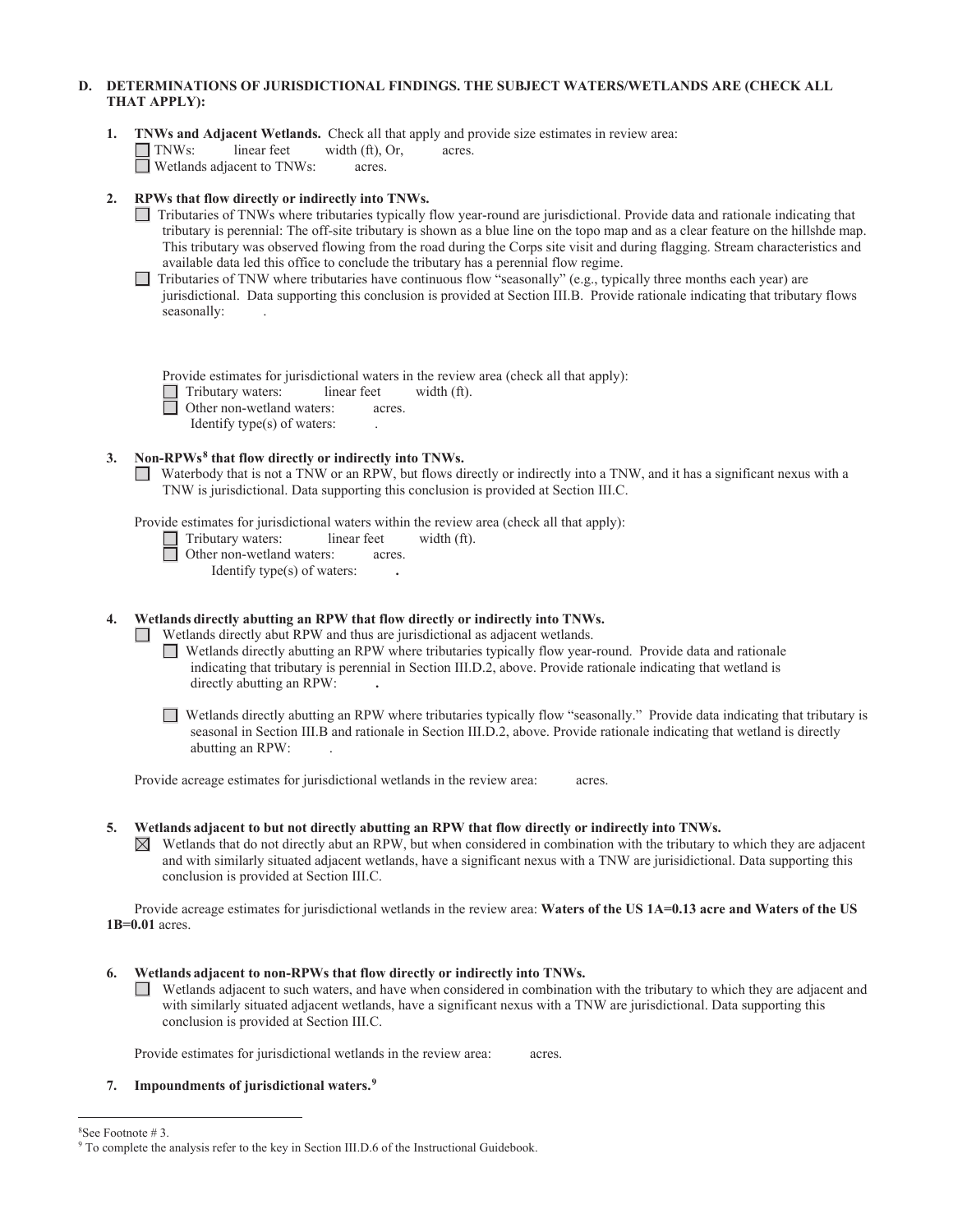**D. DETERMINATIONS OF JURISDICTIONAL FINDINGS. THE SUBJECT WATERS/WETLANDS ARE (CHECK ALL THAT APPLY):**

1. **TNWs and Adjacent Wetlands.** Check all that apply and provide size estimates in review area:
   - ☐ TNWs: linear feet width (ft), Or, acres.
   - ☐ Wetlands adjacent to TNWs: acres.

2. **RPWs that flow directly or indirectly into TNWs.**
   - ☐ Tributaries of TNWs where tributaries typically flow year-round are jurisdictional. Provide data and rationale indicating that tributary is perennial: The off-site tributary is shown as a blue line on the topo map and as a clear feature on the hillshde map. This tributary was observed flowing from the road during the Corps site visit and during flagging. Stream characteristics and available data led this office to conclude the tributary has a perennial flow regime.
   - ☐ Tributaries of TNW where tributaries have continuous flow "seasonally" (e.g., typically three months each year) are jurisdictional. Data supporting this conclusion is provided at Section III.B. Provide rationale indicating that tributary flows seasonally: .

   Provide estimates for jurisdictional waters in the review area (check all that apply):
   - ☐ Tributary waters: linear feet width (ft).
   - ☐ Other non-wetland waters: acres.
     Identify type(s) of waters: .

3. **Non-RPWs[8] that flow directly or indirectly into TNWs.**
   - ☐ Waterbody that is not a TNW or an RPW, but flows directly or indirectly into a TNW, and it has a significant nexus with a TNW is jurisdictional. Data supporting this conclusion is provided at Section III.C.

   Provide estimates for jurisdictional waters within the review area (check all that apply):
   - ☐ Tributary waters: linear feet width (ft).
   - ☐ Other non-wetland waters: acres.
     Identify type(s) of waters: **.**

4. **Wetlands directly abutting an RPW that flow directly or indirectly into TNWs.**
   - ☐ Wetlands directly abut RPW and thus are jurisdictional as adjacent wetlands.
     - ☐ Wetlands directly abutting an RPW where tributaries typically flow year-round. Provide data and rationale indicating that tributary is perennial in Section III.D.2, above. Provide rationale indicating that wetland is directly abutting an RPW: **.**
     - ☐ Wetlands directly abutting an RPW where tributaries typically flow "seasonally." Provide data indicating that tributary is seasonal in Section III.B and rationale in Section III.D.2, above. Provide rationale indicating that wetland is directly abutting an RPW: .

   Provide acreage estimates for jurisdictional wetlands in the review area: acres.

5. **Wetlands adjacent to but not directly abutting an RPW that flow directly or indirectly into TNWs.**
   - ☒ Wetlands that do not directly abut an RPW, but when considered in combination with the tributary to which they are adjacent and with similarly situated adjacent wetlands, have a significant nexus with a TNW are jurisidictional. Data supporting this conclusion is provided at Section III.C.

   Provide acreage estimates for jurisdictional wetlands in the review area: **Waters of the US 1A=0.13 acre and Waters of the US 1B=0.01** acres.

6. **Wetlands adjacent to non-RPWs that flow directly or indirectly into TNWs.**
   - ☐ Wetlands adjacent to such waters, and have when considered in combination with the tributary to which they are adjacent and with similarly situated adjacent wetlands, have a significant nexus with a TNW are jurisdictional. Data supporting this conclusion is provided at Section III.C.

   Provide estimates for jurisdictional wetlands in the review area: acres.

7. **Impoundments of jurisdictional waters.[9]**

---

[8] See Footnote # 3.

[9] To complete the analysis refer to the key in Section III.D.6 of the Instructional Guidebook.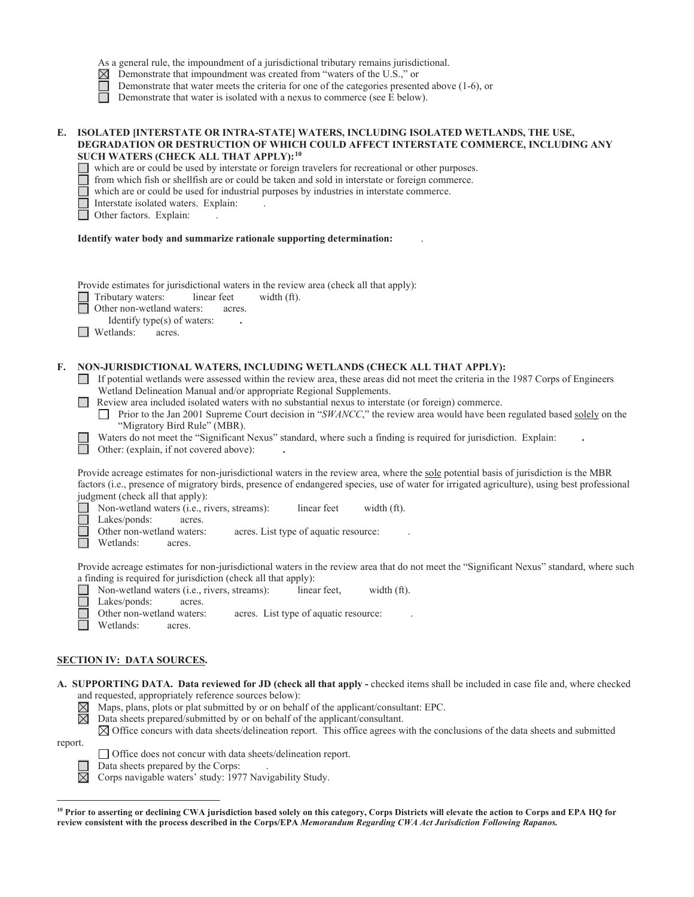As a general rule, the impoundment of a jurisdictional tributary remains jurisdictional.

- ☒ Demonstrate that impoundment was created from "waters of the U.S.," or
- ☐ Demonstrate that water meets the criteria for one of the categories presented above (1-6), or
- ☐ Demonstrate that water is isolated with a nexus to commerce (see E below).

**E. ISOLATED [INTERSTATE OR INTRA-STATE] WATERS, INCLUDING ISOLATED WETLANDS, THE USE, DEGRADATION OR DESTRUCTION OF WHICH COULD AFFECT INTERSTATE COMMERCE, INCLUDING ANY SUCH WATERS (CHECK ALL THAT APPLY):[10]**

- ☐ which are or could be used by interstate or foreign travelers for recreational or other purposes.
- ☐ from which fish or shellfish are or could be taken and sold in interstate or foreign commerce.
- ☐ which are or could be used for industrial purposes by industries in interstate commerce.
- ☐ Interstate isolated waters. Explain: .
- ☐ Other factors. Explain: .

**Identify water body and summarize rationale supporting determination:** .

Provide estimates for jurisdictional waters in the review area (check all that apply):

- ☐ Tributary waters: linear feet width (ft).
- ☐ Other non-wetland waters: acres.
  Identify type(s) of waters: **.**
- ☐ Wetlands: acres.

**F. NON-JURISDICTIONAL WATERS, INCLUDING WETLANDS (CHECK ALL THAT APPLY):**

- ☐ If potential wetlands were assessed within the review area, these areas did not meet the criteria in the 1987 Corps of Engineers Wetland Delineation Manual and/or appropriate Regional Supplements.
- ☐ Review area included isolated waters with no substantial nexus to interstate (or foreign) commerce.
  - ☐ Prior to the Jan 2001 Supreme Court decision in "*SWANCC*," the review area would have been regulated based solely on the "Migratory Bird Rule" (MBR).
- ☐ Waters do not meet the "Significant Nexus" standard, where such a finding is required for jurisdiction. Explain: **.**
- ☐ Other: (explain, if not covered above): **.**

Provide acreage estimates for non-jurisdictional waters in the review area, where the sole potential basis of jurisdiction is the MBR factors (i.e., presence of migratory birds, presence of endangered species, use of water for irrigated agriculture), using best professional judgment (check all that apply):

- ☐ Non-wetland waters (i.e., rivers, streams): linear feet width (ft).
- ☐ Lakes/ponds: acres.
- ☐ Other non-wetland waters: acres. List type of aquatic resource: .
- ☐ Wetlands: acres.

Provide acreage estimates for non-jurisdictional waters in the review area that do not meet the "Significant Nexus" standard, where such a finding is required for jurisdiction (check all that apply):

- ☐ Non-wetland waters (i.e., rivers, streams): linear feet, width (ft).
- ☐ Lakes/ponds: acres.
- ☐ Other non-wetland waters: acres. List type of aquatic resource: .
- ☐ Wetlands: acres.

## SECTION IV: DATA SOURCES.

**A. SUPPORTING DATA. Data reviewed for JD (check all that apply -** checked items shall be included in case file and, where checked and requested, appropriately reference sources below):

- ☒ Maps, plans, plots or plat submitted by or on behalf of the applicant/consultant: EPC.
- ☒ Data sheets prepared/submitted by or on behalf of the applicant/consultant.
  - ☒ Office concurs with data sheets/delineation report. This office agrees with the conclusions of the data sheets and submitted report.
  - ☐ Office does not concur with data sheets/delineation report.
- ☐ Data sheets prepared by the Corps: .
- ☒ Corps navigable waters' study: 1977 Navigability Study.

---

[10] **Prior to asserting or declining CWA jurisdiction based solely on this category, Corps Districts will elevate the action to Corps and EPA HQ for review consistent with the process described in the Corps/EPA *Memorandum Regarding CWA Act Jurisdiction Following Rapanos.***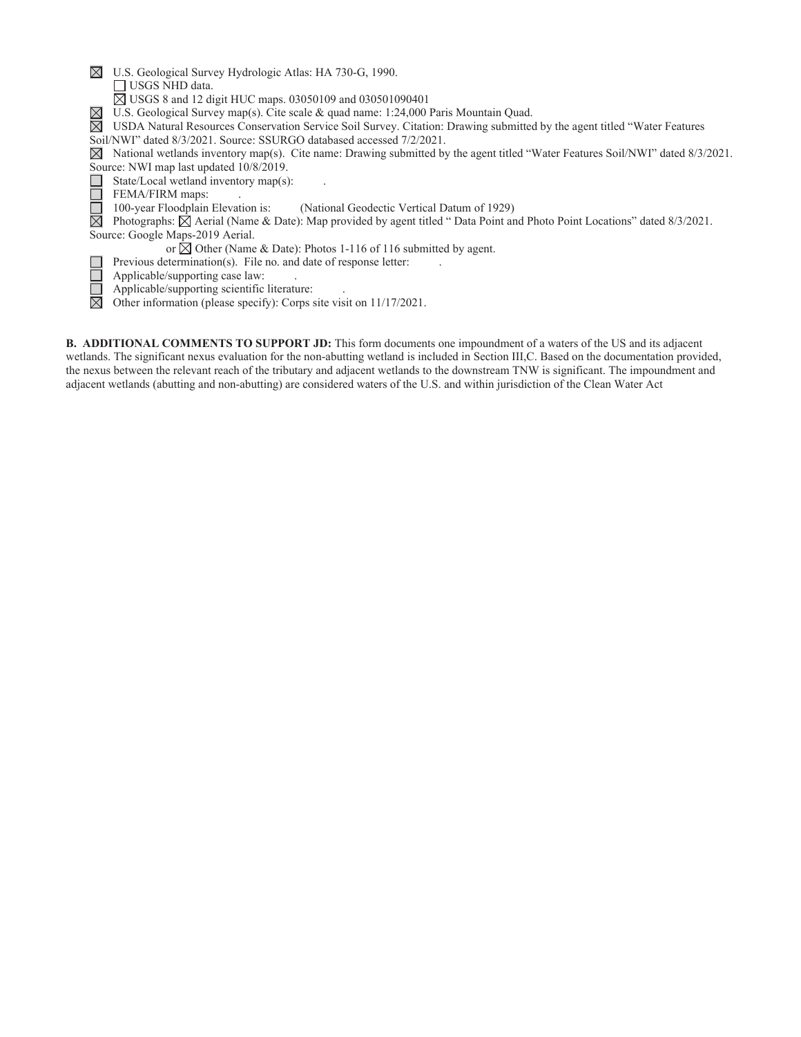- ☒ U.S. Geological Survey Hydrologic Atlas: HA 730-G, 1990.
  - ☐ USGS NHD data.
  - ☒ USGS 8 and 12 digit HUC maps. 03050109 and 030501090401
- ☒ U.S. Geological Survey map(s). Cite scale & quad name: 1:24,000 Paris Mountain Quad.
- ☒ USDA Natural Resources Conservation Service Soil Survey. Citation: Drawing submitted by the agent titled "Water Features Soil/NWI" dated 8/3/2021. Source: SSURGO databased accessed 7/2/2021.
- ☒ National wetlands inventory map(s). Cite name: Drawing submitted by the agent titled "Water Features Soil/NWI" dated 8/3/2021. Source: NWI map last updated 10/8/2019.
- ☐ State/Local wetland inventory map(s): .
- ☐ FEMA/FIRM maps: .
- ☐ 100-year Floodplain Elevation is: (National Geodectic Vertical Datum of 1929)
- ☒ Photographs: ☒ Aerial (Name & Date): Map provided by agent titled " Data Point and Photo Point Locations" dated 8/3/2021. Source: Google Maps-2019 Aerial.
  - or ☒ Other (Name & Date): Photos 1-116 of 116 submitted by agent.
- ☐ Previous determination(s). File no. and date of response letter: .
- ☐ Applicable/supporting case law: .
- ☐ Applicable/supporting scientific literature: .
- ☒ Other information (please specify): Corps site visit on 11/17/2021.

**B. ADDITIONAL COMMENTS TO SUPPORT JD:** This form documents one impoundment of a waters of the US and its adjacent wetlands. The significant nexus evaluation for the non-abutting wetland is included in Section III,C. Based on the documentation provided, the nexus between the relevant reach of the tributary and adjacent wetlands to the downstream TNW is significant. The impoundment and adjacent wetlands (abutting and non-abutting) are considered waters of the U.S. and within jurisdiction of the Clean Water Act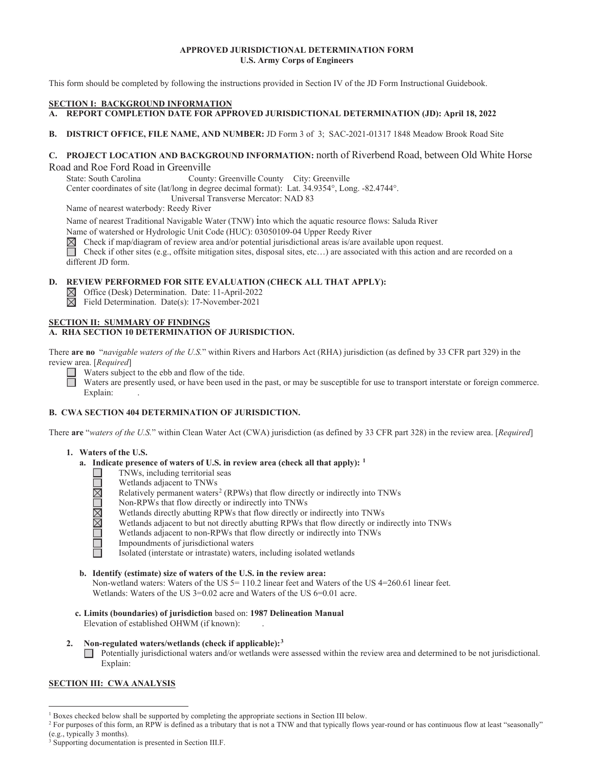**APPROVED JURISDICTIONAL DETERMINATION FORM**
**U.S. Army Corps of Engineers**

This form should be completed by following the instructions provided in Section IV of the JD Form Instructional Guidebook.

## SECTION I: BACKGROUND INFORMATION

**A. REPORT COMPLETION DATE FOR APPROVED JURISDICTIONAL DETERMINATION (JD): April 18, 2022**

**B. DISTRICT OFFICE, FILE NAME, AND NUMBER:** JD Form 3 of 3; SAC-2021-01317 1848 Meadow Brook Road Site

**C. PROJECT LOCATION AND BACKGROUND INFORMATION:** north of Riverbend Road, between Old White Horse Road and Roe Ford Road in Greenville

State: South Carolina County: Greenville County City: Greenville
Center coordinates of site (lat/long in degree decimal format): Lat. 34.9354°, Long. -82.4744°.
Universal Transverse Mercator: NAD 83
Name of nearest waterbody: Reedy River
Name of nearest Traditional Navigable Water (TNW) into which the aquatic resource flows: Saluda River
Name of watershed or Hydrologic Unit Code (HUC): 03050109-04 Upper Reedy River

☒ Check if map/diagram of review area and/or potential jurisdictional areas is/are available upon request.
☐ Check if other sites (e.g., offsite mitigation sites, disposal sites, etc…) are associated with this action and are recorded on a different JD form.

**D. REVIEW PERFORMED FOR SITE EVALUATION (CHECK ALL THAT APPLY):**

☒ Office (Desk) Determination. Date: 11-April-2022
☒ Field Determination. Date(s): 17-November-2021

## SECTION II: SUMMARY OF FINDINGS

**A. RHA SECTION 10 DETERMINATION OF JURISDICTION.**

There **are no** "*navigable waters of the U.S.*" within Rivers and Harbors Act (RHA) jurisdiction (as defined by 33 CFR part 329) in the review area. [*Required*]

☐ Waters subject to the ebb and flow of the tide.
☐ Waters are presently used, or have been used in the past, or may be susceptible for use to transport interstate or foreign commerce. Explain: .

**B. CWA SECTION 404 DETERMINATION OF JURISDICTION.**

There **are** "*waters of the U.S.*" within Clean Water Act (CWA) jurisdiction (as defined by 33 CFR part 328) in the review area. [*Required*]

**1. Waters of the U.S.**

**a. Indicate presence of waters of U.S. in review area (check all that apply):** [1]

☐ TNWs, including territorial seas
☐ Wetlands adjacent to TNWs
☒ Relatively permanent waters[2] (RPWs) that flow directly or indirectly into TNWs
☐ Non-RPWs that flow directly or indirectly into TNWs
☒ Wetlands directly abutting RPWs that flow directly or indirectly into TNWs
☒ Wetlands adjacent to but not directly abutting RPWs that flow directly or indirectly into TNWs
☐ Wetlands adjacent to non-RPWs that flow directly or indirectly into TNWs
☐ Impoundments of jurisdictional waters
☐ Isolated (interstate or intrastate) waters, including isolated wetlands

**b. Identify (estimate) size of waters of the U.S. in the review area:**
Non-wetland waters: Waters of the US 5= 110.2 linear feet and Waters of the US 4=260.61 linear feet.
Wetlands: Waters of the US 3=0.02 acre and Waters of the US 6=0.01 acre.

**c. Limits (boundaries) of jurisdiction** based on: **1987 Delineation Manual**
Elevation of established OHWM (if known): .

**2. Non-regulated waters/wetlands (check if applicable):**[3]

☐ Potentially jurisdictional waters and/or wetlands were assessed within the review area and determined to be not jurisdictional. Explain:

## SECTION III: CWA ANALYSIS

---

[1] Boxes checked below shall be supported by completing the appropriate sections in Section III below.
[2] For purposes of this form, an RPW is defined as a tributary that is not a TNW and that typically flows year-round or has continuous flow at least "seasonally" (e.g., typically 3 months).
[3] Supporting documentation is presented in Section III.F.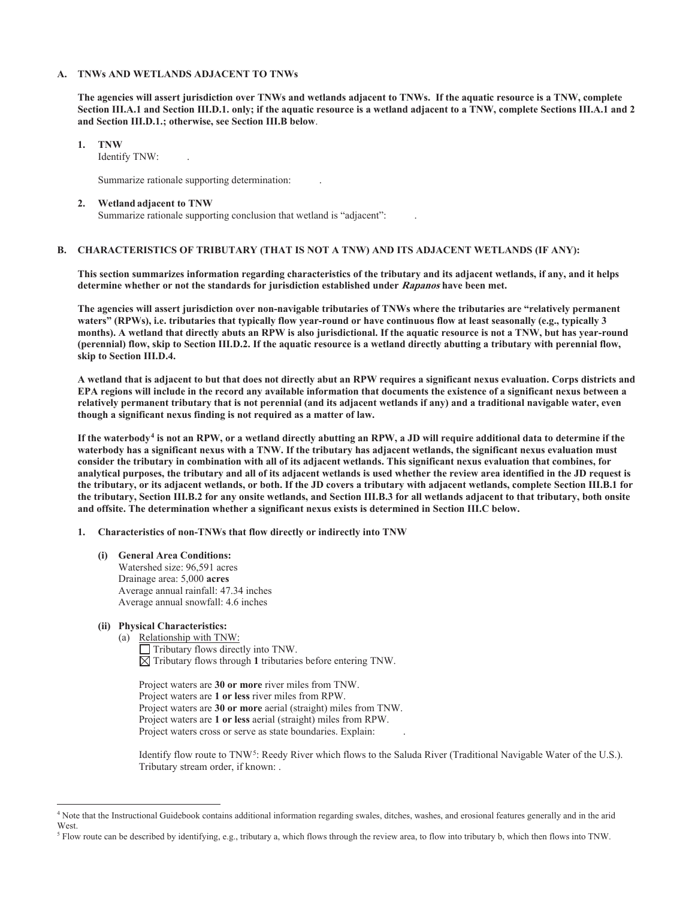### A. TNWs AND WETLANDS ADJACENT TO TNWs

**The agencies will assert jurisdiction over TNWs and wetlands adjacent to TNWs. If the aquatic resource is a TNW, complete Section III.A.1 and Section III.D.1. only; if the aquatic resource is a wetland adjacent to a TNW, complete Sections III.A.1 and 2 and Section III.D.1.; otherwise, see Section III.B below**.

1. **TNW**
   Identify TNW: .

   Summarize rationale supporting determination: .

2. **Wetland adjacent to TNW**
   Summarize rationale supporting conclusion that wetland is "adjacent": .

### B. CHARACTERISTICS OF TRIBUTARY (THAT IS NOT A TNW) AND ITS ADJACENT WETLANDS (IF ANY):

**This section summarizes information regarding characteristics of the tributary and its adjacent wetlands, if any, and it helps determine whether or not the standards for jurisdiction established under *Rapanos* have been met.**

**The agencies will assert jurisdiction over non-navigable tributaries of TNWs where the tributaries are "relatively permanent waters" (RPWs), i.e. tributaries that typically flow year-round or have continuous flow at least seasonally (e.g., typically 3 months). A wetland that directly abuts an RPW is also jurisdictional. If the aquatic resource is not a TNW, but has year-round (perennial) flow, skip to Section III.D.2. If the aquatic resource is a wetland directly abutting a tributary with perennial flow, skip to Section III.D.4.**

**A wetland that is adjacent to but that does not directly abut an RPW requires a significant nexus evaluation. Corps districts and EPA regions will include in the record any available information that documents the existence of a significant nexus between a relatively permanent tributary that is not perennial (and its adjacent wetlands if any) and a traditional navigable water, even though a significant nexus finding is not required as a matter of law.**

**If the waterbody[4] is not an RPW, or a wetland directly abutting an RPW, a JD will require additional data to determine if the waterbody has a significant nexus with a TNW. If the tributary has adjacent wetlands, the significant nexus evaluation must consider the tributary in combination with all of its adjacent wetlands. This significant nexus evaluation that combines, for analytical purposes, the tributary and all of its adjacent wetlands is used whether the review area identified in the JD request is the tributary, or its adjacent wetlands, or both. If the JD covers a tributary with adjacent wetlands, complete Section III.B.1 for the tributary, Section III.B.2 for any onsite wetlands, and Section III.B.3 for all wetlands adjacent to that tributary, both onsite and offsite. The determination whether a significant nexus exists is determined in Section III.C below.**

1. **Characteristics of non-TNWs that flow directly or indirectly into TNW**

   **(i) General Area Conditions:**
   Watershed size: 96,591 acres
   Drainage area: 5,000 **acres**
   Average annual rainfall: 47.34 inches
   Average annual snowfall: 4.6 inches

   **(ii) Physical Characteristics:**
   (a) Relationship with TNW:
   ☐ Tributary flows directly into TNW.
   ☒ Tributary flows through **1** tributaries before entering TNW.

   Project waters are **30 or more** river miles from TNW.
   Project waters are **1 or less** river miles from RPW.
   Project waters are **30 or more** aerial (straight) miles from TNW.
   Project waters are **1 or less** aerial (straight) miles from RPW.
   Project waters cross or serve as state boundaries. Explain: .

   Identify flow route to TNW[5]: Reedy River which flows to the Saluda River (Traditional Navigable Water of the U.S.).
   Tributary stream order, if known: .

---

[4] Note that the Instructional Guidebook contains additional information regarding swales, ditches, washes, and erosional features generally and in the arid West.

[5] Flow route can be described by identifying, e.g., tributary a, which flows through the review area, to flow into tributary b, which then flows into TNW.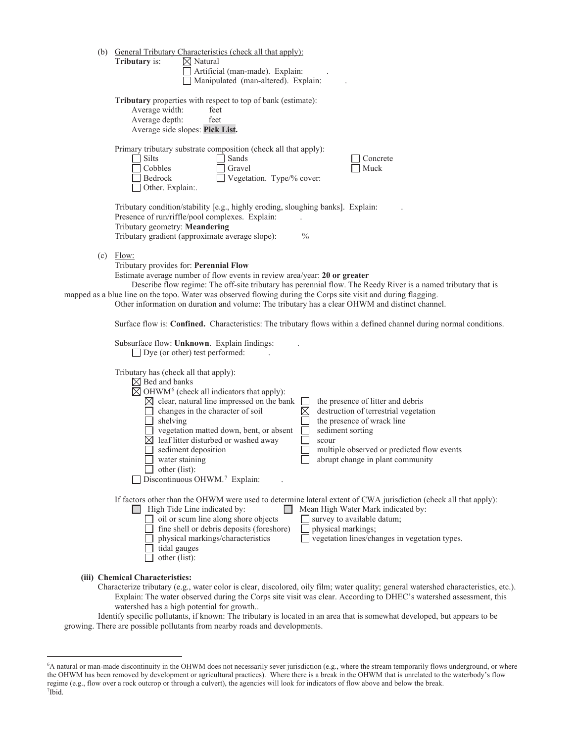(b) General Tributary Characteristics (check all that apply):

**Tributary** is: ☒ Natural
☐ Artificial (man-made). Explain: .
☐ Manipulated (man-altered). Explain: .

**Tributary** properties with respect to top of bank (estimate):
Average width: feet
Average depth: feet
Average side slopes: **Pick List.**

Primary tributary substrate composition (check all that apply):

☐ Silts ☐ Sands ☐ Concrete
☐ Cobbles ☐ Gravel ☐ Muck
☐ Bedrock ☐ Vegetation. Type/% cover:
☐ Other. Explain:.

Tributary condition/stability [e.g., highly eroding, sloughing banks]. Explain: .
Presence of run/riffle/pool complexes. Explain: .
Tributary geometry: **Meandering**
Tributary gradient (approximate average slope): %

(c) Flow:

Tributary provides for: **Perennial Flow**
Estimate average number of flow events in review area/year: **20 or greater**
Describe flow regime: The off-site tributary has perennial flow. The Reedy River is a named tributary that is mapped as a blue line on the topo. Water was observed flowing during the Corps site visit and during flagging.
Other information on duration and volume: The tributary has a clear OHWM and distinct channel.

Surface flow is: **Confined.** Characteristics: The tributary flows within a defined channel during normal conditions.

Subsurface flow: **Unknown**. Explain findings: .
☐ Dye (or other) test performed: .

Tributary has (check all that apply):
☒ Bed and banks
☒ OHWM[6] (check all indicators that apply):

☒ clear, natural line impressed on the bank ☐ the presence of litter and debris
☐ changes in the character of soil ☒ destruction of terrestrial vegetation
☐ shelving ☐ the presence of wrack line
☐ vegetation matted down, bent, or absent ☐ sediment sorting
☒ leaf litter disturbed or washed away ☐ scour
☐ sediment deposition ☐ multiple observed or predicted flow events
☐ water staining ☐ abrupt change in plant community
☐ other (list):

☐ Discontinuous OHWM.[7] Explain: .

If factors other than the OHWM were used to determine lateral extent of CWA jurisdiction (check all that apply):

☐ High Tide Line indicated by: ☐ Mean High Water Mark indicated by:
☐ oil or scum line along shore objects ☐ survey to available datum;
☐ fine shell or debris deposits (foreshore) ☐ physical markings;
☐ physical markings/characteristics ☐ vegetation lines/changes in vegetation types.
☐ tidal gauges
☐ other (list):

**(iii) Chemical Characteristics:**

Characterize tributary (e.g., water color is clear, discolored, oily film; water quality; general watershed characteristics, etc.).
Explain: The water observed during the Corps site visit was clear. According to DHEC's watershed assessment, this watershed has a high potential for growth..

Identify specific pollutants, if known: The tributary is located in an area that is somewhat developed, but appears to be growing. There are possible pollutants from nearby roads and developments.

---

[6]A natural or man-made discontinuity in the OHWM does not necessarily sever jurisdiction (e.g., where the stream temporarily flows underground, or where the OHWM has been removed by development or agricultural practices). Where there is a break in the OHWM that is unrelated to the waterbody's flow regime (e.g., flow over a rock outcrop or through a culvert), the agencies will look for indicators of flow above and below the break.
[7]Ibid.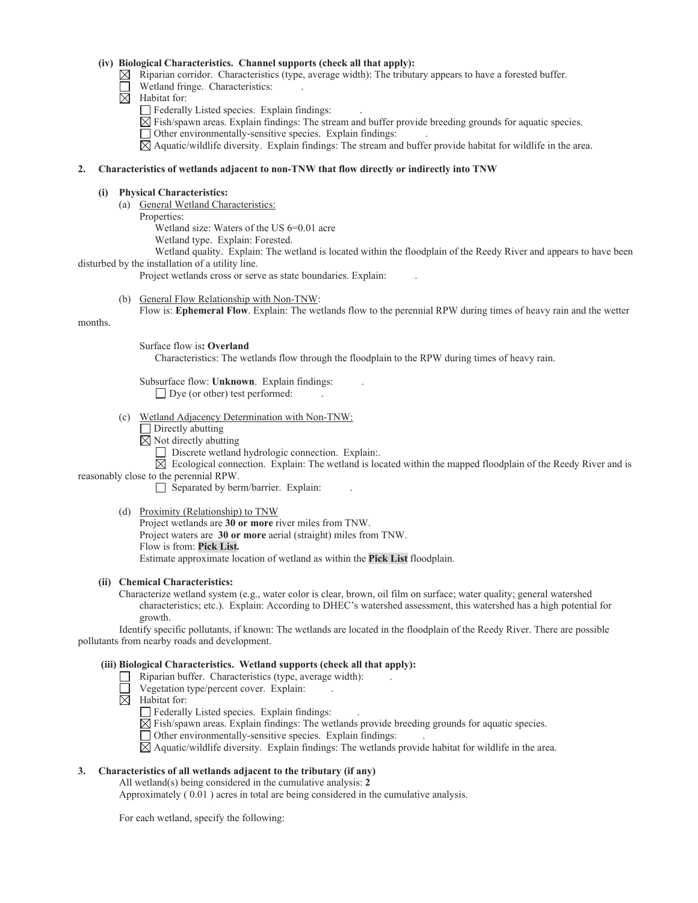**(iv) Biological Characteristics. Channel supports (check all that apply):**

☒ Riparian corridor. Characteristics (type, average width): The tributary appears to have a forested buffer.

☐ Wetland fringe. Characteristics: .

☒ Habitat for:

☐ Federally Listed species. Explain findings: .

☒ Fish/spawn areas. Explain findings: The stream and buffer provide breeding grounds for aquatic species.

☐ Other environmentally-sensitive species. Explain findings: .

☒ Aquatic/wildlife diversity. Explain findings: The stream and buffer provide habitat for wildlife in the area.

**2. Characteristics of wetlands adjacent to non-TNW that flow directly or indirectly into TNW**

**(i) Physical Characteristics:**

(a) General Wetland Characteristics:

Properties:

Wetland size: Waters of the US 6=0.01 acre

Wetland type. Explain: Forested.

Wetland quality. Explain: The wetland is located within the floodplain of the Reedy River and appears to have been disturbed by the installation of a utility line.

Project wetlands cross or serve as state boundaries. Explain: .

(b) General Flow Relationship with Non-TNW:

Flow is: **Ephemeral Flow**. Explain: The wetlands flow to the perennial RPW during times of heavy rain and the wetter months.

Surface flow is**: Overland**

Characteristics: The wetlands flow through the floodplain to the RPW during times of heavy rain.

Subsurface flow: **Unknown**. Explain findings: .

☐ Dye (or other) test performed: .

(c) Wetland Adjacency Determination with Non-TNW:

☐ Directly abutting

☒ Not directly abutting

☐ Discrete wetland hydrologic connection. Explain:.

☒ Ecological connection. Explain: The wetland is located within the mapped floodplain of the Reedy River and is reasonably close to the perennial RPW.

☐ Separated by berm/barrier. Explain: .

(d) Proximity (Relationship) to TNW

Project wetlands are **30 or more** river miles from TNW.

Project waters are **30 or more** aerial (straight) miles from TNW.

Flow is from: **Pick List.**

Estimate approximate location of wetland as within the **Pick List** floodplain.

**(ii) Chemical Characteristics:**

Characterize wetland system (e.g., water color is clear, brown, oil film on surface; water quality; general watershed characteristics; etc.). Explain: According to DHEC's watershed assessment, this watershed has a high potential for growth.

Identify specific pollutants, if known: The wetlands are located in the floodplain of the Reedy River. There are possible pollutants from nearby roads and development.

**(iii) Biological Characteristics. Wetland supports (check all that apply):**

☐ Riparian buffer. Characteristics (type, average width): .

☐ Vegetation type/percent cover. Explain: .

☒ Habitat for:

☐ Federally Listed species. Explain findings: .

☒ Fish/spawn areas. Explain findings: The wetlands provide breeding grounds for aquatic species.

☐ Other environmentally-sensitive species. Explain findings: .

☒ Aquatic/wildlife diversity. Explain findings: The wetlands provide habitat for wildlife in the area.

**3. Characteristics of all wetlands adjacent to the tributary (if any)**

All wetland(s) being considered in the cumulative analysis: **2**

Approximately ( 0.01 ) acres in total are being considered in the cumulative analysis.

For each wetland, specify the following: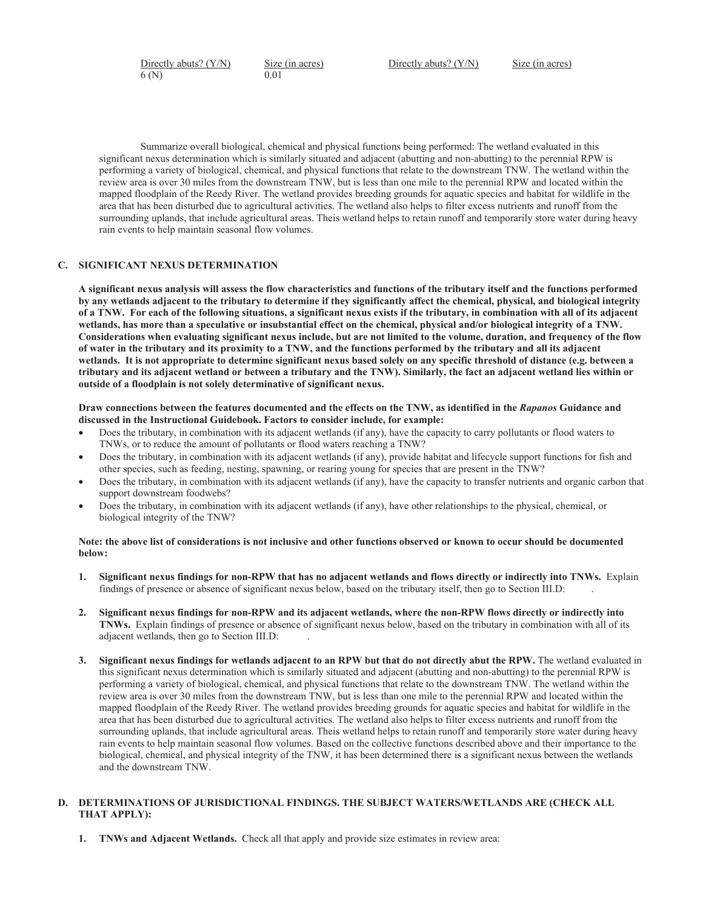| Directly abuts? (Y/N) | Size (in acres) | Directly abuts? (Y/N) | Size (in acres) |
|---|---|---|---|
| 6 (N) | 0.01 | | |

Summarize overall biological, chemical and physical functions being performed: The wetland evaluated in this significant nexus determination which is similarly situated and adjacent (abutting and non-abutting) to the perennial RPW is performing a variety of biological, chemical, and physical functions that relate to the downstream TNW. The wetland within the review area is over 30 miles from the downstream TNW, but is less than one mile to the perennial RPW and located within the mapped floodplain of the Reedy River. The wetland provides breeding grounds for aquatic species and habitat for wildlife in the area that has been disturbed due to agricultural activities. The wetland also helps to filter excess nutrients and runoff from the surrounding uplands, that include agricultural areas. Theis wetland helps to retain runoff and temporarily store water during heavy rain events to help maintain seasonal flow volumes.

## C. SIGNIFICANT NEXUS DETERMINATION

**A significant nexus analysis will assess the flow characteristics and functions of the tributary itself and the functions performed by any wetlands adjacent to the tributary to determine if they significantly affect the chemical, physical, and biological integrity of a TNW. For each of the following situations, a significant nexus exists if the tributary, in combination with all of its adjacent wetlands, has more than a speculative or insubstantial effect on the chemical, physical and/or biological integrity of a TNW. Considerations when evaluating significant nexus include, but are not limited to the volume, duration, and frequency of the flow of water in the tributary and its proximity to a TNW, and the functions performed by the tributary and all its adjacent wetlands. It is not appropriate to determine significant nexus based solely on any specific threshold of distance (e.g. between a tributary and its adjacent wetland or between a tributary and the TNW). Similarly, the fact an adjacent wetland lies within or outside of a floodplain is not solely determinative of significant nexus.**

**Draw connections between the features documented and the effects on the TNW, as identified in the *Rapanos* Guidance and discussed in the Instructional Guidebook. Factors to consider include, for example:**

- Does the tributary, in combination with its adjacent wetlands (if any), have the capacity to carry pollutants or flood waters to TNWs, or to reduce the amount of pollutants or flood waters reaching a TNW?
- Does the tributary, in combination with its adjacent wetlands (if any), provide habitat and lifecycle support functions for fish and other species, such as feeding, nesting, spawning, or rearing young for species that are present in the TNW?
- Does the tributary, in combination with its adjacent wetlands (if any), have the capacity to transfer nutrients and organic carbon that support downstream foodwebs?
- Does the tributary, in combination with its adjacent wetlands (if any), have other relationships to the physical, chemical, or biological integrity of the TNW?

**Note: the above list of considerations is not inclusive and other functions observed or known to occur should be documented below:**

1. **Significant nexus findings for non-RPW that has no adjacent wetlands and flows directly or indirectly into TNWs.** Explain findings of presence or absence of significant nexus below, based on the tributary itself, then go to Section III.D: .

2. **Significant nexus findings for non-RPW and its adjacent wetlands, where the non-RPW flows directly or indirectly into TNWs.** Explain findings of presence or absence of significant nexus below, based on the tributary in combination with all of its adjacent wetlands, then go to Section III.D: .

3. **Significant nexus findings for wetlands adjacent to an RPW but that do not directly abut the RPW.** The wetland evaluated in this significant nexus determination which is similarly situated and adjacent (abutting and non-abutting) to the perennial RPW is performing a variety of biological, chemical, and physical functions that relate to the downstream TNW. The wetland within the review area is over 30 miles from the downstream TNW, but is less than one mile to the perennial RPW and located within the mapped floodplain of the Reedy River. The wetland provides breeding grounds for aquatic species and habitat for wildlife in the area that has been disturbed due to agricultural activities. The wetland also helps to filter excess nutrients and runoff from the surrounding uplands, that include agricultural areas. Theis wetland helps to retain runoff and temporarily store water during heavy rain events to help maintain seasonal flow volumes. Based on the collective functions described above and their importance to the biological, chemical, and physical integrity of the TNW, it has been determined there is a significant nexus between the wetlands and the downstream TNW.

## D. DETERMINATIONS OF JURISDICTIONAL FINDINGS. THE SUBJECT WATERS/WETLANDS ARE (CHECK ALL THAT APPLY):

1. **TNWs and Adjacent Wetlands.** Check all that apply and provide size estimates in review area: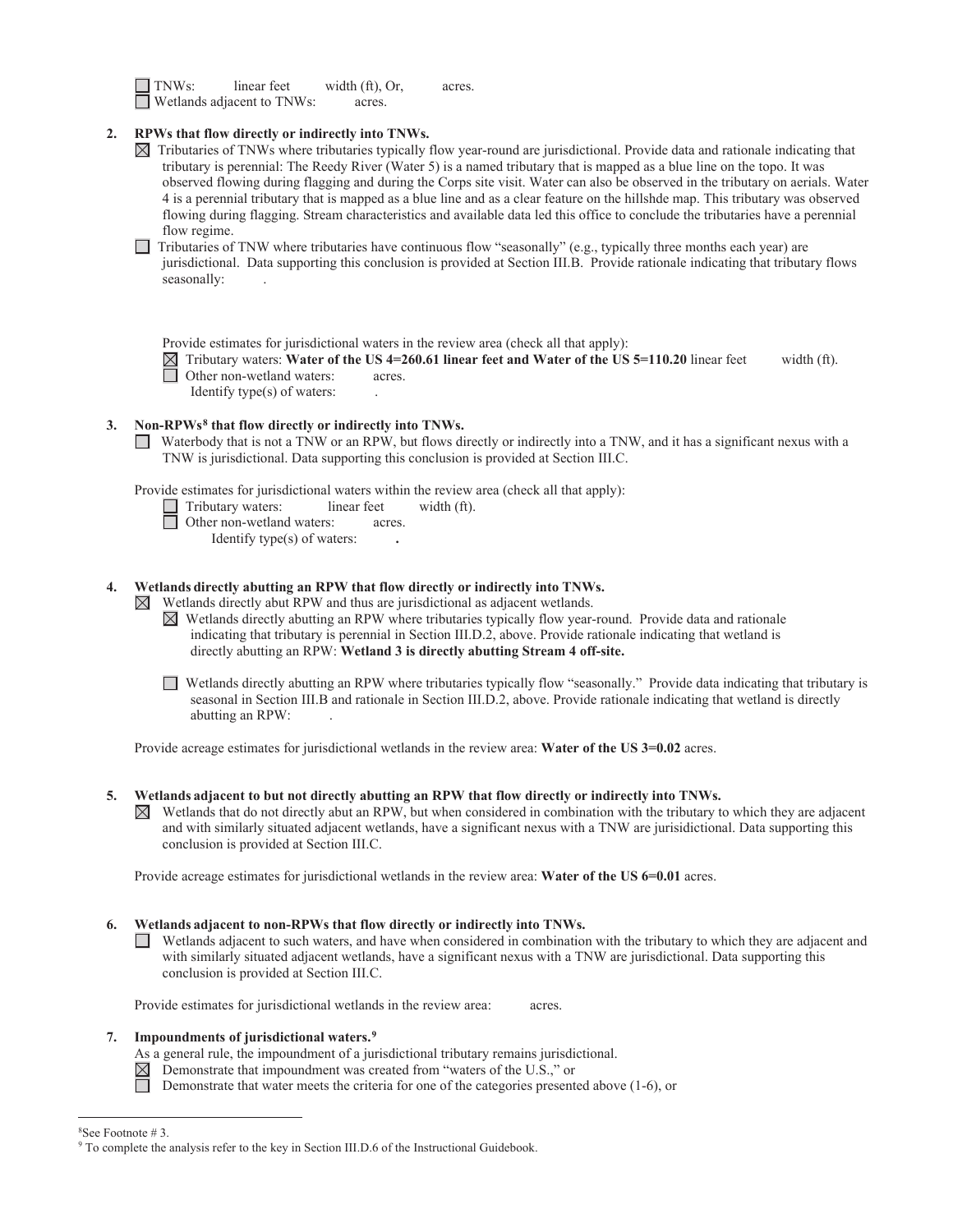☐ TNWs: linear feet width (ft), Or, acres.
☐ Wetlands adjacent to TNWs: acres.

**2. RPWs that flow directly or indirectly into TNWs.**

☒ Tributaries of TNWs where tributaries typically flow year-round are jurisdictional. Provide data and rationale indicating that tributary is perennial: The Reedy River (Water 5) is a named tributary that is mapped as a blue line on the topo. It was observed flowing during flagging and during the Corps site visit. Water can also be observed in the tributary on aerials. Water 4 is a perennial tributary that is mapped as a blue line and as a clear feature on the hillshde map. This tributary was observed flowing during flagging. Stream characteristics and available data led this office to conclude the tributaries have a perennial flow regime.

☐ Tributaries of TNW where tributaries have continuous flow "seasonally" (e.g., typically three months each year) are jurisdictional. Data supporting this conclusion is provided at Section III.B. Provide rationale indicating that tributary flows seasonally: .

Provide estimates for jurisdictional waters in the review area (check all that apply):

☒ Tributary waters: **Water of the US 4=260.61 linear feet and Water of the US 5=110.20** linear feet width (ft).
☐ Other non-wetland waters: acres.
Identify type(s) of waters: .

**3. Non-RPWs[8] that flow directly or indirectly into TNWs.**

☐ Waterbody that is not a TNW or an RPW, but flows directly or indirectly into a TNW, and it has a significant nexus with a TNW is jurisdictional. Data supporting this conclusion is provided at Section III.C.

Provide estimates for jurisdictional waters within the review area (check all that apply):

☐ Tributary waters: linear feet width (ft).
☐ Other non-wetland waters: acres.
Identify type(s) of waters: **.**

**4. Wetlands directly abutting an RPW that flow directly or indirectly into TNWs.**

☒ Wetlands directly abut RPW and thus are jurisdictional as adjacent wetlands.

☒ Wetlands directly abutting an RPW where tributaries typically flow year-round. Provide data and rationale indicating that tributary is perennial in Section III.D.2, above. Provide rationale indicating that wetland is directly abutting an RPW: **Wetland 3 is directly abutting Stream 4 off-site.**

☐ Wetlands directly abutting an RPW where tributaries typically flow "seasonally." Provide data indicating that tributary is seasonal in Section III.B and rationale in Section III.D.2, above. Provide rationale indicating that wetland is directly abutting an RPW: .

Provide acreage estimates for jurisdictional wetlands in the review area: **Water of the US 3=0.02** acres.

**5. Wetlands adjacent to but not directly abutting an RPW that flow directly or indirectly into TNWs.**

☒ Wetlands that do not directly abut an RPW, but when considered in combination with the tributary to which they are adjacent and with similarly situated adjacent wetlands, have a significant nexus with a TNW are jurisidictional. Data supporting this conclusion is provided at Section III.C.

Provide acreage estimates for jurisdictional wetlands in the review area: **Water of the US 6=0.01** acres.

**6. Wetlands adjacent to non-RPWs that flow directly or indirectly into TNWs.**

☐ Wetlands adjacent to such waters, and have when considered in combination with the tributary to which they are adjacent and with similarly situated adjacent wetlands, have a significant nexus with a TNW are jurisdictional. Data supporting this conclusion is provided at Section III.C.

Provide estimates for jurisdictional wetlands in the review area: acres.

**7. Impoundments of jurisdictional waters.[9]**

As a general rule, the impoundment of a jurisdictional tributary remains jurisdictional.

☒ Demonstrate that impoundment was created from "waters of the U.S.," or
☐ Demonstrate that water meets the criteria for one of the categories presented above (1-6), or

---

[8] See Footnote # 3.
[9] To complete the analysis refer to the key in Section III.D.6 of the Instructional Guidebook.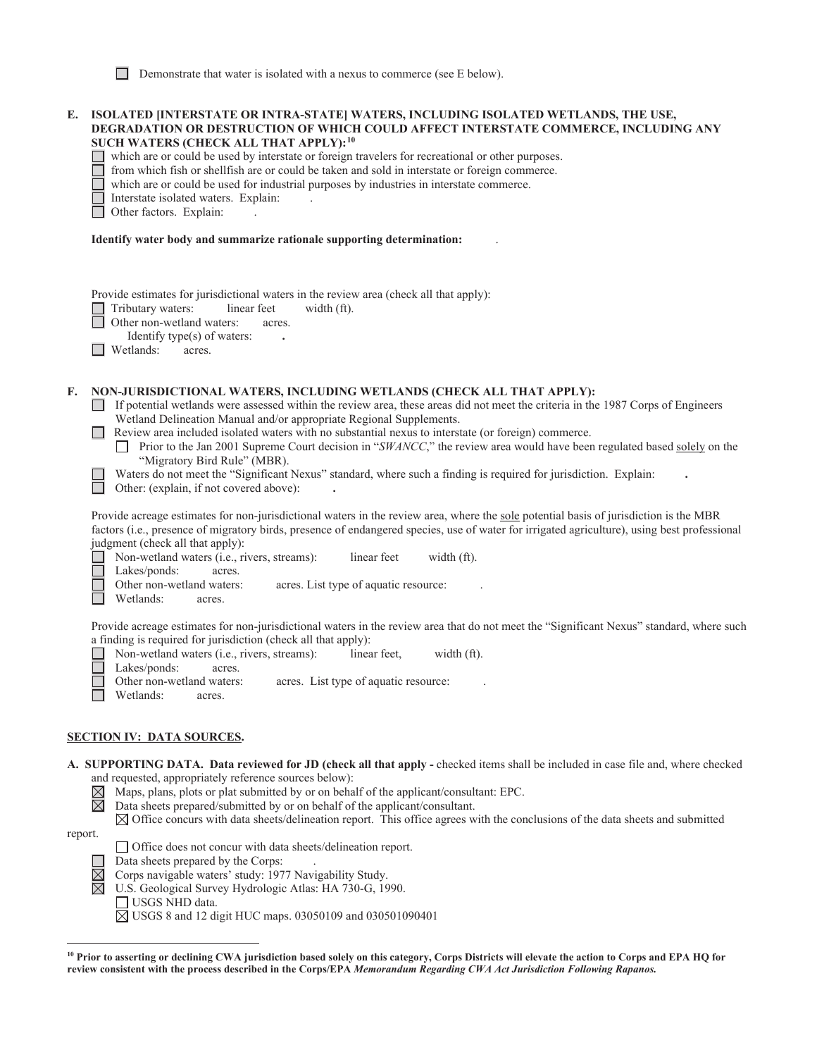☐ Demonstrate that water is isolated with a nexus to commerce (see E below).

**E. ISOLATED [INTERSTATE OR INTRA-STATE] WATERS, INCLUDING ISOLATED WETLANDS, THE USE, DEGRADATION OR DESTRUCTION OF WHICH COULD AFFECT INTERSTATE COMMERCE, INCLUDING ANY SUCH WATERS (CHECK ALL THAT APPLY):[10]**

☐ which are or could be used by interstate or foreign travelers for recreational or other purposes.
☐ from which fish or shellfish are or could be taken and sold in interstate or foreign commerce.
☐ which are or could be used for industrial purposes by industries in interstate commerce.
☐ Interstate isolated waters. Explain: .
☐ Other factors. Explain: .

**Identify water body and summarize rationale supporting determination:** .

Provide estimates for jurisdictional waters in the review area (check all that apply):
☐ Tributary waters: linear feet width (ft).
☐ Other non-wetland waters: acres.
  Identify type(s) of waters: **.**
☐ Wetlands: acres.

**F. NON-JURISDICTIONAL WATERS, INCLUDING WETLANDS (CHECK ALL THAT APPLY):**

☐ If potential wetlands were assessed within the review area, these areas did not meet the criteria in the 1987 Corps of Engineers Wetland Delineation Manual and/or appropriate Regional Supplements.
☐ Review area included isolated waters with no substantial nexus to interstate (or foreign) commerce.
  ☐ Prior to the Jan 2001 Supreme Court decision in "*SWANCC*," the review area would have been regulated based solely on the "Migratory Bird Rule" (MBR).
☐ Waters do not meet the "Significant Nexus" standard, where such a finding is required for jurisdiction. Explain: **.**
☐ Other: (explain, if not covered above): **.**

Provide acreage estimates for non-jurisdictional waters in the review area, where the sole potential basis of jurisdiction is the MBR factors (i.e., presence of migratory birds, presence of endangered species, use of water for irrigated agriculture), using best professional judgment (check all that apply):
☐ Non-wetland waters (i.e., rivers, streams): linear feet width (ft).
☐ Lakes/ponds: acres.
☐ Other non-wetland waters: acres. List type of aquatic resource: .
☐ Wetlands: acres.

Provide acreage estimates for non-jurisdictional waters in the review area that do not meet the "Significant Nexus" standard, where such a finding is required for jurisdiction (check all that apply):
☐ Non-wetland waters (i.e., rivers, streams): linear feet, width (ft).
☐ Lakes/ponds: acres.
☐ Other non-wetland waters: acres. List type of aquatic resource: .
☐ Wetlands: acres.

## SECTION IV: DATA SOURCES.

**A. SUPPORTING DATA. Data reviewed for JD (check all that apply -** checked items shall be included in case file and, where checked and requested, appropriately reference sources below):

☒ Maps, plans, plots or plat submitted by or on behalf of the applicant/consultant: EPC.
☒ Data sheets prepared/submitted by or on behalf of the applicant/consultant.
  ☒ Office concurs with data sheets/delineation report. This office agrees with the conclusions of the data sheets and submitted report.
  ☐ Office does not concur with data sheets/delineation report.
☐ Data sheets prepared by the Corps: .
☒ Corps navigable waters' study: 1977 Navigability Study.
☒ U.S. Geological Survey Hydrologic Atlas: HA 730-G, 1990.
  ☐ USGS NHD data.
  ☒ USGS 8 and 12 digit HUC maps. 03050109 and 030501090401

---

[10] **Prior to asserting or declining CWA jurisdiction based solely on this category, Corps Districts will elevate the action to Corps and EPA HQ for review consistent with the process described in the Corps/EPA *Memorandum Regarding CWA Act Jurisdiction Following Rapanos.***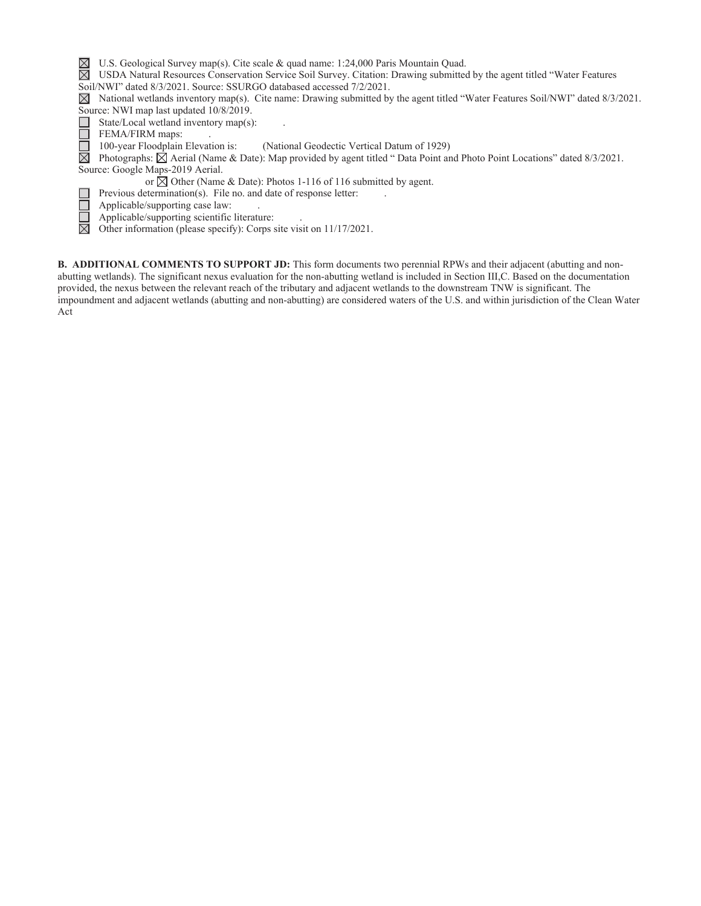☒ U.S. Geological Survey map(s). Cite scale & quad name: 1:24,000 Paris Mountain Quad.

☒ USDA Natural Resources Conservation Service Soil Survey. Citation: Drawing submitted by the agent titled "Water Features Soil/NWI" dated 8/3/2021. Source: SSURGO databased accessed 7/2/2021.

☒ National wetlands inventory map(s). Cite name: Drawing submitted by the agent titled "Water Features Soil/NWI" dated 8/3/2021. Source: NWI map last updated 10/8/2019.

☐ State/Local wetland inventory map(s): .

☐ FEMA/FIRM maps: .

☐ 100-year Floodplain Elevation is: (National Geodectic Vertical Datum of 1929)

☒ Photographs: ☒ Aerial (Name & Date): Map provided by agent titled " Data Point and Photo Point Locations" dated 8/3/2021. Source: Google Maps-2019 Aerial.

or ☒ Other (Name & Date): Photos 1-116 of 116 submitted by agent.

☐ Previous determination(s). File no. and date of response letter: .

☐ Applicable/supporting case law: .

☐ Applicable/supporting scientific literature: .

☒ Other information (please specify): Corps site visit on 11/17/2021.

**B. ADDITIONAL COMMENTS TO SUPPORT JD:** This form documents two perennial RPWs and their adjacent (abutting and non-abutting wetlands). The significant nexus evaluation for the non-abutting wetland is included in Section III,C. Based on the documentation provided, the nexus between the relevant reach of the tributary and adjacent wetlands to the downstream TNW is significant. The impoundment and adjacent wetlands (abutting and non-abutting) are considered waters of the U.S. and within jurisdiction of the Clean Water Act